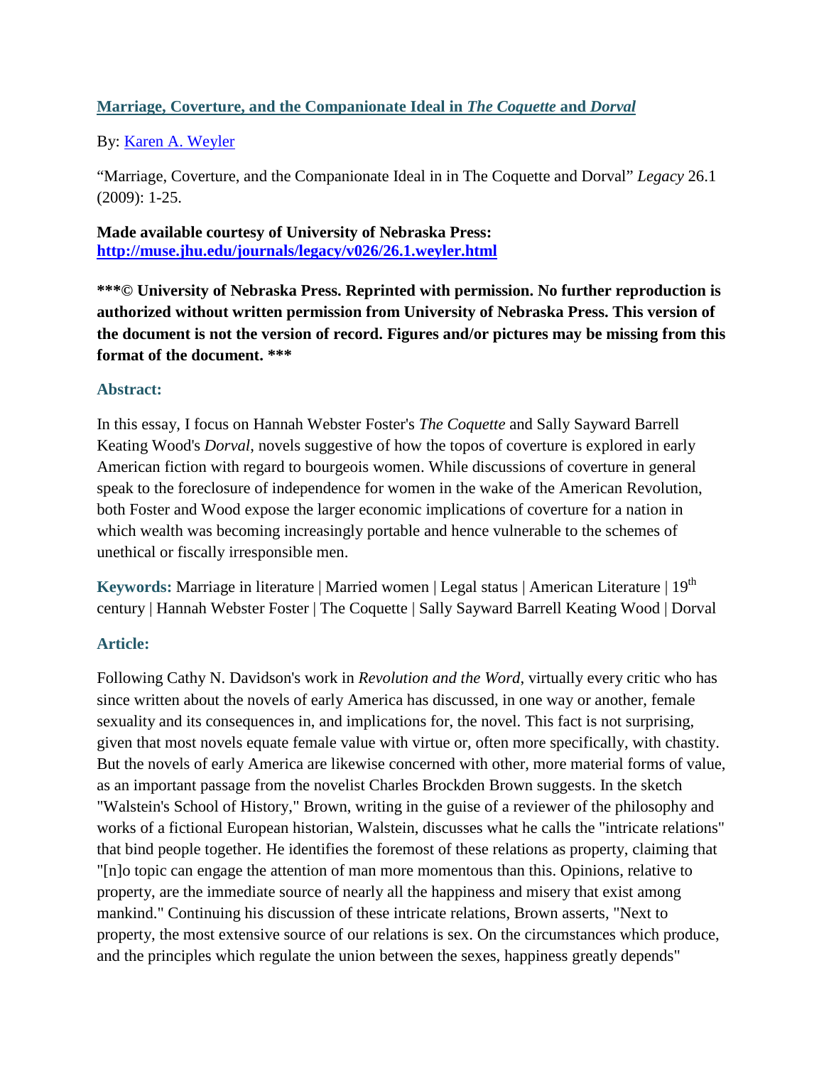## [Marriage, Coverture, and the Companionate Ideal in *The Coquette* and *Dorval*](http://muse.jhu.edu/journals/legacy/v026/26.1.weyler.html)

By: [Karen A. Weyler](#)

"Marriage, Coverture, and the Companionate Ideal in in The Coquette and Dorval" *Legacy* 26.1 (2009): 1-25.

**Made available courtesy of University of Nebraska Press:**
**[http://muse.jhu.edu/journals/legacy/v026/26.1.weyler.html](http://muse.jhu.edu/journals/legacy/v026/26.1.weyler.html)**

**\*\*\*© University of Nebraska Press. Reprinted with permission. No further reproduction is authorized without written permission from University of Nebraska Press. This version of the document is not the version of record. Figures and/or pictures may be missing from this format of the document. \*\*\***

### Abstract:

In this essay, I focus on Hannah Webster Foster's *The Coquette* and Sally Sayward Barrell Keating Wood's *Dorval*, novels suggestive of how the topos of coverture is explored in early American fiction with regard to bourgeois women. While discussions of coverture in general speak to the foreclosure of independence for women in the wake of the American Revolution, both Foster and Wood expose the larger economic implications of coverture for a nation in which wealth was becoming increasingly portable and hence vulnerable to the schemes of unethical or fiscally irresponsible men.

**Keywords:** Marriage in literature | Married women | Legal status | American Literature | 19th century | Hannah Webster Foster | The Coquette | Sally Sayward Barrell Keating Wood | Dorval

### Article:

Following Cathy N. Davidson's work in *Revolution and the Word*, virtually every critic who has since written about the novels of early America has discussed, in one way or another, female sexuality and its consequences in, and implications for, the novel. This fact is not surprising, given that most novels equate female value with virtue or, often more specifically, with chastity. But the novels of early America are likewise concerned with other, more material forms of value, as an important passage from the novelist Charles Brockden Brown suggests. In the sketch "Walstein's School of History," Brown, writing in the guise of a reviewer of the philosophy and works of a fictional European historian, Walstein, discusses what he calls the "intricate relations" that bind people together. He identifies the foremost of these relations as property, claiming that "[n]o topic can engage the attention of man more momentous than this. Opinions, relative to property, are the immediate source of nearly all the happiness and misery that exist among mankind." Continuing his discussion of these intricate relations, Brown asserts, "Next to property, the most extensive source of our relations is sex. On the circumstances which produce, and the principles which regulate the union between the sexes, happiness greatly depends"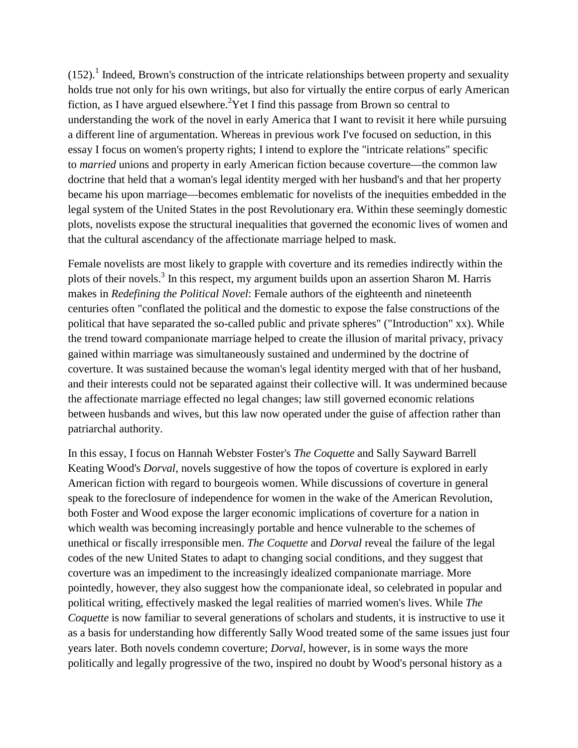(152).[1] Indeed, Brown's construction of the intricate relationships between property and sexuality holds true not only for his own writings, but also for virtually the entire corpus of early American fiction, as I have argued elsewhere.[2]Yet I find this passage from Brown so central to understanding the work of the novel in early America that I want to revisit it here while pursuing a different line of argumentation. Whereas in previous work I've focused on seduction, in this essay I focus on women's property rights; I intend to explore the "intricate relations" specific to *married* unions and property in early American fiction because coverture—the common law doctrine that held that a woman's legal identity merged with her husband's and that her property became his upon marriage—becomes emblematic for novelists of the inequities embedded in the legal system of the United States in the post Revolutionary era. Within these seemingly domestic plots, novelists expose the structural inequalities that governed the economic lives of women and that the cultural ascendancy of the affectionate marriage helped to mask.

Female novelists are most likely to grapple with coverture and its remedies indirectly within the plots of their novels.[3] In this respect, my argument builds upon an assertion Sharon M. Harris makes in *Redefining the Political Novel*: Female authors of the eighteenth and nineteenth centuries often "conflated the political and the domestic to expose the false constructions of the political that have separated the so-called public and private spheres" ("Introduction" xx). While the trend toward companionate marriage helped to create the illusion of marital privacy, privacy gained within marriage was simultaneously sustained and undermined by the doctrine of coverture. It was sustained because the woman's legal identity merged with that of her husband, and their interests could not be separated against their collective will. It was undermined because the affectionate marriage effected no legal changes; law still governed economic relations between husbands and wives, but this law now operated under the guise of affection rather than patriarchal authority.

In this essay, I focus on Hannah Webster Foster's *The Coquette* and Sally Sayward Barrell Keating Wood's *Dorval*, novels suggestive of how the topos of coverture is explored in early American fiction with regard to bourgeois women. While discussions of coverture in general speak to the foreclosure of independence for women in the wake of the American Revolution, both Foster and Wood expose the larger economic implications of coverture for a nation in which wealth was becoming increasingly portable and hence vulnerable to the schemes of unethical or fiscally irresponsible men. *The Coquette* and *Dorval* reveal the failure of the legal codes of the new United States to adapt to changing social conditions, and they suggest that coverture was an impediment to the increasingly idealized companionate marriage. More pointedly, however, they also suggest how the companionate ideal, so celebrated in popular and political writing, effectively masked the legal realities of married women's lives. While *The Coquette* is now familiar to several generations of scholars and students, it is instructive to use it as a basis for understanding how differently Sally Wood treated some of the same issues just four years later. Both novels condemn coverture; *Dorval*, however, is in some ways the more politically and legally progressive of the two, inspired no doubt by Wood's personal history as a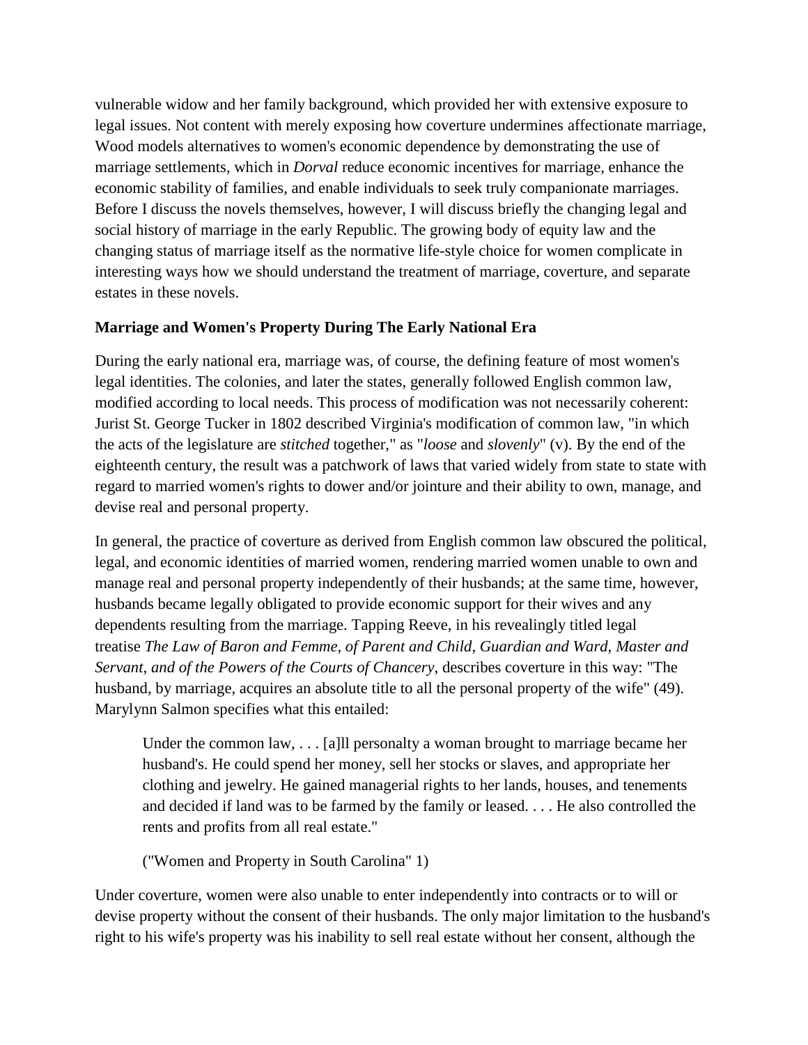vulnerable widow and her family background, which provided her with extensive exposure to legal issues. Not content with merely exposing how coverture undermines affectionate marriage, Wood models alternatives to women's economic dependence by demonstrating the use of marriage settlements, which in *Dorval* reduce economic incentives for marriage, enhance the economic stability of families, and enable individuals to seek truly companionate marriages. Before I discuss the novels themselves, however, I will discuss briefly the changing legal and social history of marriage in the early Republic. The growing body of equity law and the changing status of marriage itself as the normative life-style choice for women complicate in interesting ways how we should understand the treatment of marriage, coverture, and separate estates in these novels.

**Marriage and Women's Property During The Early National Era**

During the early national era, marriage was, of course, the defining feature of most women's legal identities. The colonies, and later the states, generally followed English common law, modified according to local needs. This process of modification was not necessarily coherent: Jurist St. George Tucker in 1802 described Virginia's modification of common law, "in which the acts of the legislature are *stitched* together," as "*loose* and *slovenly*" (v). By the end of the eighteenth century, the result was a patchwork of laws that varied widely from state to state with regard to married women's rights to dower and/or jointure and their ability to own, manage, and devise real and personal property.

In general, the practice of coverture as derived from English common law obscured the political, legal, and economic identities of married women, rendering married women unable to own and manage real and personal property independently of their husbands; at the same time, however, husbands became legally obligated to provide economic support for their wives and any dependents resulting from the marriage. Tapping Reeve, in his revealingly titled legal treatise *The Law of Baron and Femme, of Parent and Child, Guardian and Ward, Master and Servant, and of the Powers of the Courts of Chancery*, describes coverture in this way: "The husband, by marriage, acquires an absolute title to all the personal property of the wife" (49). Marylynn Salmon specifies what this entailed:

> Under the common law, . . . [a]ll personalty a woman brought to marriage became her husband's. He could spend her money, sell her stocks or slaves, and appropriate her clothing and jewelry. He gained managerial rights to her lands, houses, and tenements and decided if land was to be farmed by the family or leased. . . . He also controlled the rents and profits from all real estate."
>
> ("Women and Property in South Carolina" 1)

Under coverture, women were also unable to enter independently into contracts or to will or devise property without the consent of their husbands. The only major limitation to the husband's right to his wife's property was his inability to sell real estate without her consent, although the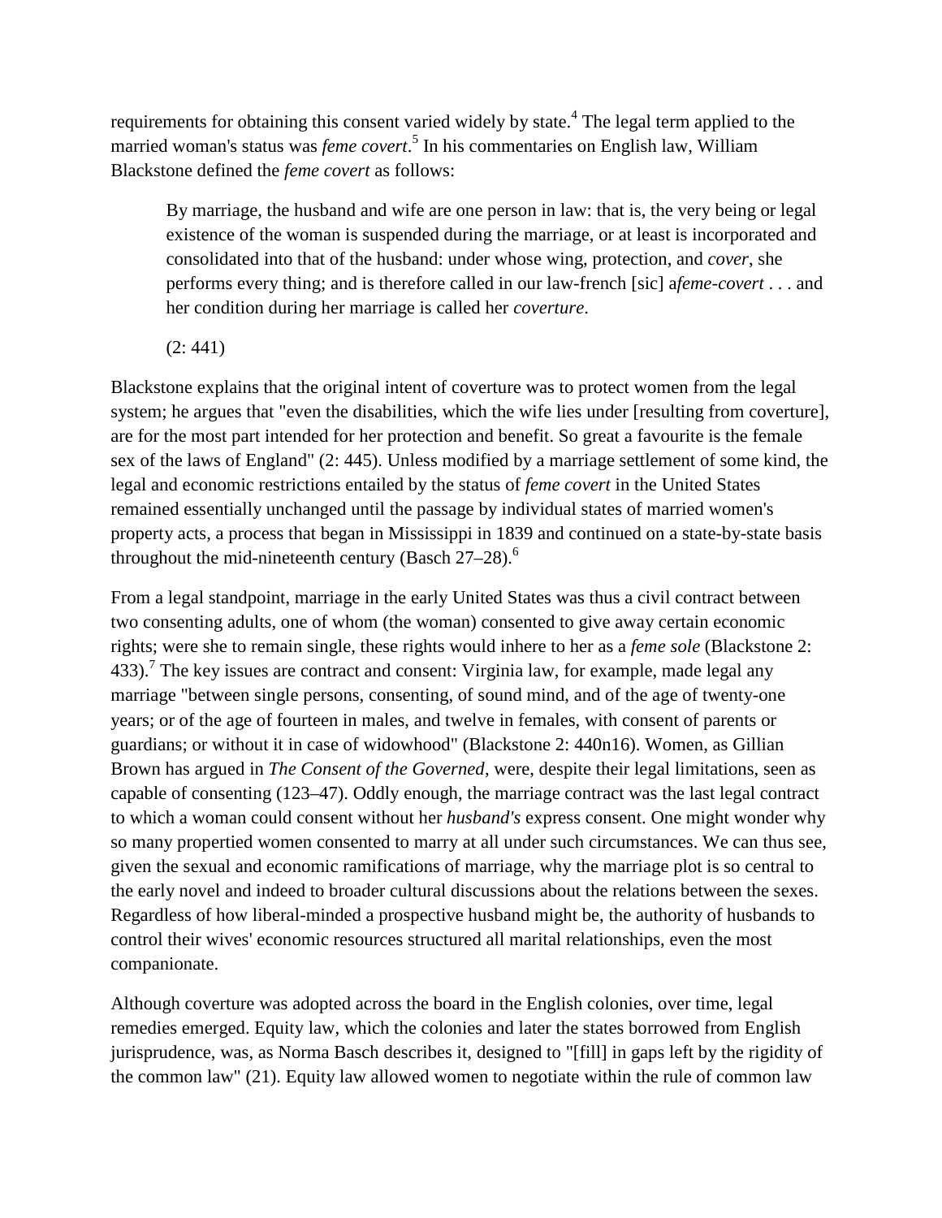requirements for obtaining this consent varied widely by state.[4] The legal term applied to the married woman's status was *feme covert*.[5] In his commentaries on English law, William Blackstone defined the *feme covert* as follows:

> By marriage, the husband and wife are one person in law: that is, the very being or legal existence of the woman is suspended during the marriage, or at least is incorporated and consolidated into that of the husband: under whose wing, protection, and *cover*, she performs every thing; and is therefore called in our law-french [sic] a*feme-covert* . . . and her condition during her marriage is called her *coverture*.
>
> (2: 441)

Blackstone explains that the original intent of coverture was to protect women from the legal system; he argues that "even the disabilities, which the wife lies under [resulting from coverture], are for the most part intended for her protection and benefit. So great a favourite is the female sex of the laws of England" (2: 445). Unless modified by a marriage settlement of some kind, the legal and economic restrictions entailed by the status of *feme covert* in the United States remained essentially unchanged until the passage by individual states of married women's property acts, a process that began in Mississippi in 1839 and continued on a state-by-state basis throughout the mid-nineteenth century (Basch 27–28).[6]

From a legal standpoint, marriage in the early United States was thus a civil contract between two consenting adults, one of whom (the woman) consented to give away certain economic rights; were she to remain single, these rights would inhere to her as a *feme sole* (Blackstone 2: 433).[7] The key issues are contract and consent: Virginia law, for example, made legal any marriage "between single persons, consenting, of sound mind, and of the age of twenty-one years; or of the age of fourteen in males, and twelve in females, with consent of parents or guardians; or without it in case of widowhood" (Blackstone 2: 440n16). Women, as Gillian Brown has argued in *The Consent of the Governed*, were, despite their legal limitations, seen as capable of consenting (123–47). Oddly enough, the marriage contract was the last legal contract to which a woman could consent without her *husband's* express consent. One might wonder why so many propertied women consented to marry at all under such circumstances. We can thus see, given the sexual and economic ramifications of marriage, why the marriage plot is so central to the early novel and indeed to broader cultural discussions about the relations between the sexes. Regardless of how liberal-minded a prospective husband might be, the authority of husbands to control their wives' economic resources structured all marital relationships, even the most companionate.

Although coverture was adopted across the board in the English colonies, over time, legal remedies emerged. Equity law, which the colonies and later the states borrowed from English jurisprudence, was, as Norma Basch describes it, designed to "[fill] in gaps left by the rigidity of the common law" (21). Equity law allowed women to negotiate within the rule of common law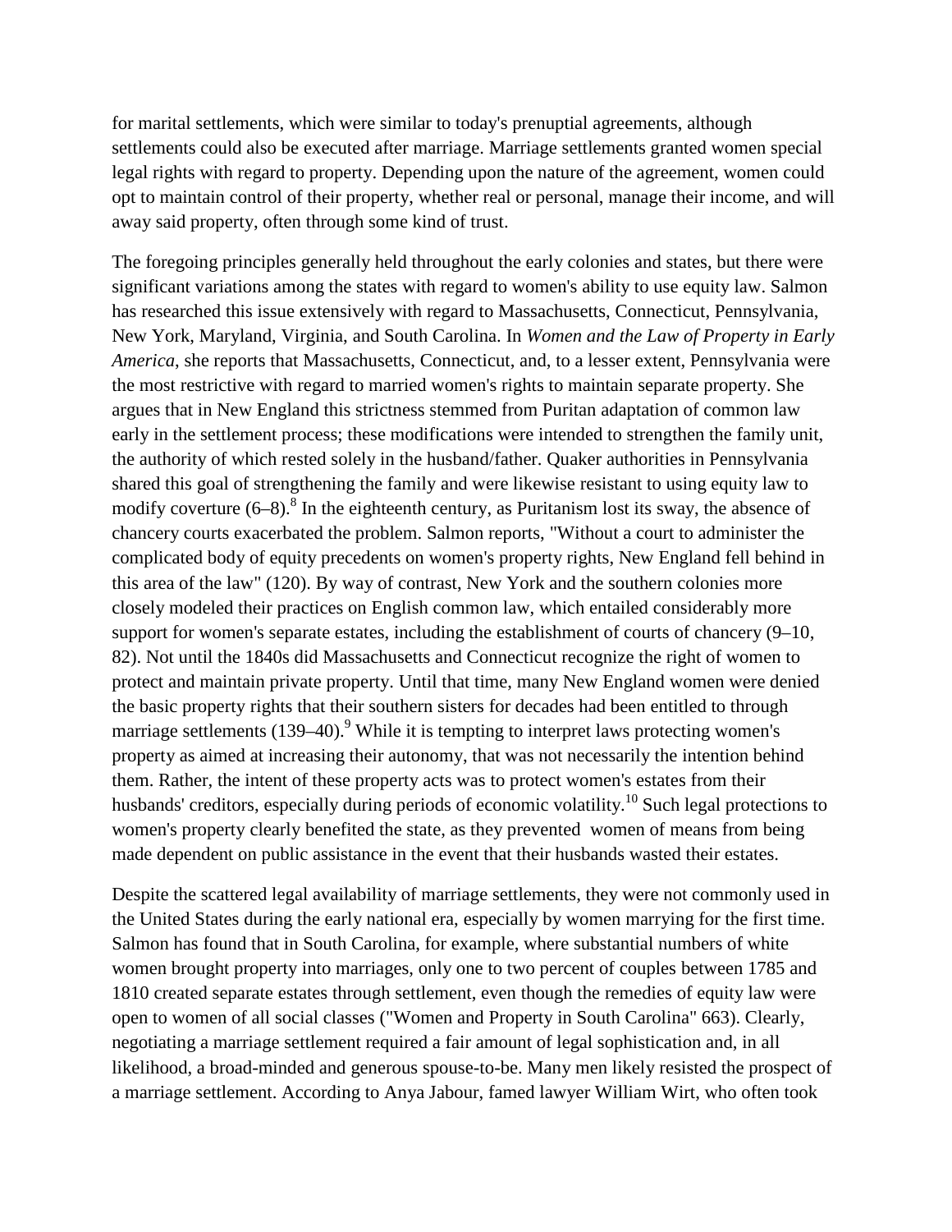for marital settlements, which were similar to today's prenuptial agreements, although settlements could also be executed after marriage. Marriage settlements granted women special legal rights with regard to property. Depending upon the nature of the agreement, women could opt to maintain control of their property, whether real or personal, manage their income, and will away said property, often through some kind of trust.

The foregoing principles generally held throughout the early colonies and states, but there were significant variations among the states with regard to women's ability to use equity law. Salmon has researched this issue extensively with regard to Massachusetts, Connecticut, Pennsylvania, New York, Maryland, Virginia, and South Carolina. In *Women and the Law of Property in Early America*, she reports that Massachusetts, Connecticut, and, to a lesser extent, Pennsylvania were the most restrictive with regard to married women's rights to maintain separate property. She argues that in New England this strictness stemmed from Puritan adaptation of common law early in the settlement process; these modifications were intended to strengthen the family unit, the authority of which rested solely in the husband/father. Quaker authorities in Pennsylvania shared this goal of strengthening the family and were likewise resistant to using equity law to modify coverture (6–8).[8] In the eighteenth century, as Puritanism lost its sway, the absence of chancery courts exacerbated the problem. Salmon reports, "Without a court to administer the complicated body of equity precedents on women's property rights, New England fell behind in this area of the law" (120). By way of contrast, New York and the southern colonies more closely modeled their practices on English common law, which entailed considerably more support for women's separate estates, including the establishment of courts of chancery (9–10, 82). Not until the 1840s did Massachusetts and Connecticut recognize the right of women to protect and maintain private property. Until that time, many New England women were denied the basic property rights that their southern sisters for decades had been entitled to through marriage settlements (139–40).[9] While it is tempting to interpret laws protecting women's property as aimed at increasing their autonomy, that was not necessarily the intention behind them. Rather, the intent of these property acts was to protect women's estates from their husbands' creditors, especially during periods of economic volatility.[10] Such legal protections to women's property clearly benefited the state, as they prevented women of means from being made dependent on public assistance in the event that their husbands wasted their estates.

Despite the scattered legal availability of marriage settlements, they were not commonly used in the United States during the early national era, especially by women marrying for the first time. Salmon has found that in South Carolina, for example, where substantial numbers of white women brought property into marriages, only one to two percent of couples between 1785 and 1810 created separate estates through settlement, even though the remedies of equity law were open to women of all social classes ("Women and Property in South Carolina" 663). Clearly, negotiating a marriage settlement required a fair amount of legal sophistication and, in all likelihood, a broad-minded and generous spouse-to-be. Many men likely resisted the prospect of a marriage settlement. According to Anya Jabour, famed lawyer William Wirt, who often took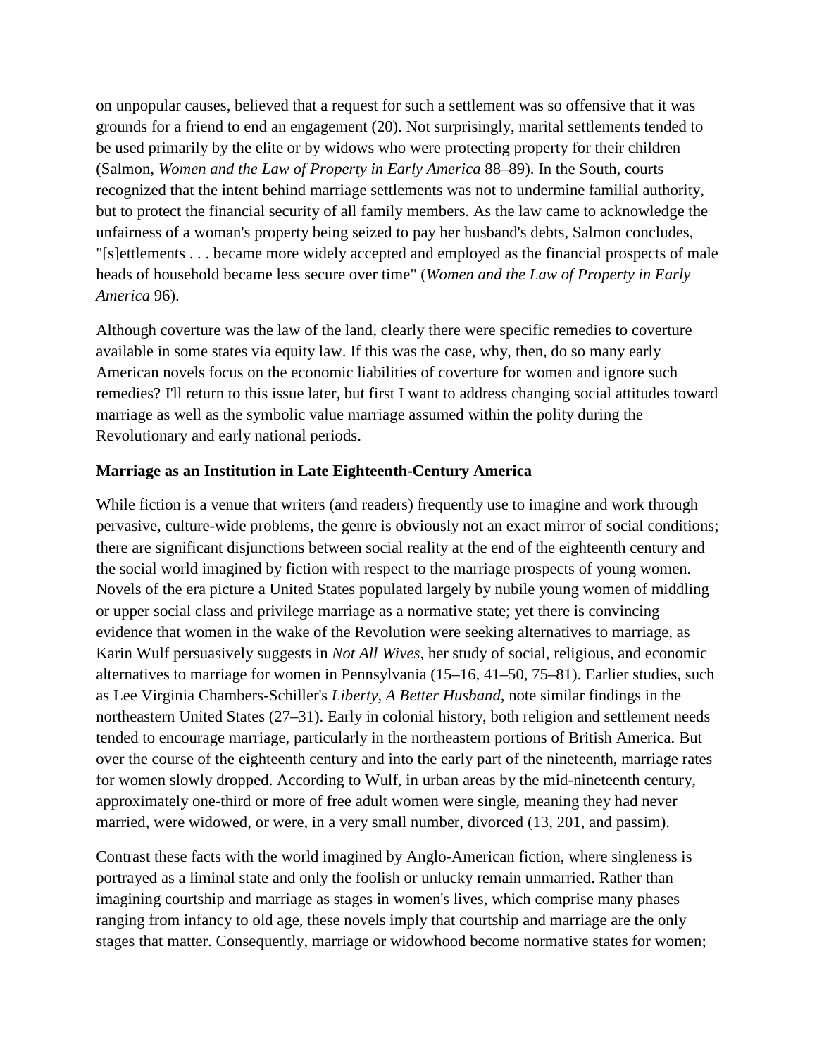on unpopular causes, believed that a request for such a settlement was so offensive that it was grounds for a friend to end an engagement (20). Not surprisingly, marital settlements tended to be used primarily by the elite or by widows who were protecting property for their children (Salmon, *Women and the Law of Property in Early America* 88–89). In the South, courts recognized that the intent behind marriage settlements was not to undermine familial authority, but to protect the financial security of all family members. As the law came to acknowledge the unfairness of a woman's property being seized to pay her husband's debts, Salmon concludes, "[s]ettlements . . . became more widely accepted and employed as the financial prospects of male heads of household became less secure over time" (*Women and the Law of Property in Early America* 96).

Although coverture was the law of the land, clearly there were specific remedies to coverture available in some states via equity law. If this was the case, why, then, do so many early American novels focus on the economic liabilities of coverture for women and ignore such remedies? I'll return to this issue later, but first I want to address changing social attitudes toward marriage as well as the symbolic value marriage assumed within the polity during the Revolutionary and early national periods.

### Marriage as an Institution in Late Eighteenth-Century America

While fiction is a venue that writers (and readers) frequently use to imagine and work through pervasive, culture-wide problems, the genre is obviously not an exact mirror of social conditions; there are significant disjunctions between social reality at the end of the eighteenth century and the social world imagined by fiction with respect to the marriage prospects of young women. Novels of the era picture a United States populated largely by nubile young women of middling or upper social class and privilege marriage as a normative state; yet there is convincing evidence that women in the wake of the Revolution were seeking alternatives to marriage, as Karin Wulf persuasively suggests in *Not All Wives*, her study of social, religious, and economic alternatives to marriage for women in Pennsylvania (15–16, 41–50, 75–81). Earlier studies, such as Lee Virginia Chambers-Schiller's *Liberty, A Better Husband*, note similar findings in the northeastern United States (27–31). Early in colonial history, both religion and settlement needs tended to encourage marriage, particularly in the northeastern portions of British America. But over the course of the eighteenth century and into the early part of the nineteenth, marriage rates for women slowly dropped. According to Wulf, in urban areas by the mid-nineteenth century, approximately one-third or more of free adult women were single, meaning they had never married, were widowed, or were, in a very small number, divorced (13, 201, and passim).

Contrast these facts with the world imagined by Anglo-American fiction, where singleness is portrayed as a liminal state and only the foolish or unlucky remain unmarried. Rather than imagining courtship and marriage as stages in women's lives, which comprise many phases ranging from infancy to old age, these novels imply that courtship and marriage are the only stages that matter. Consequently, marriage or widowhood become normative states for women;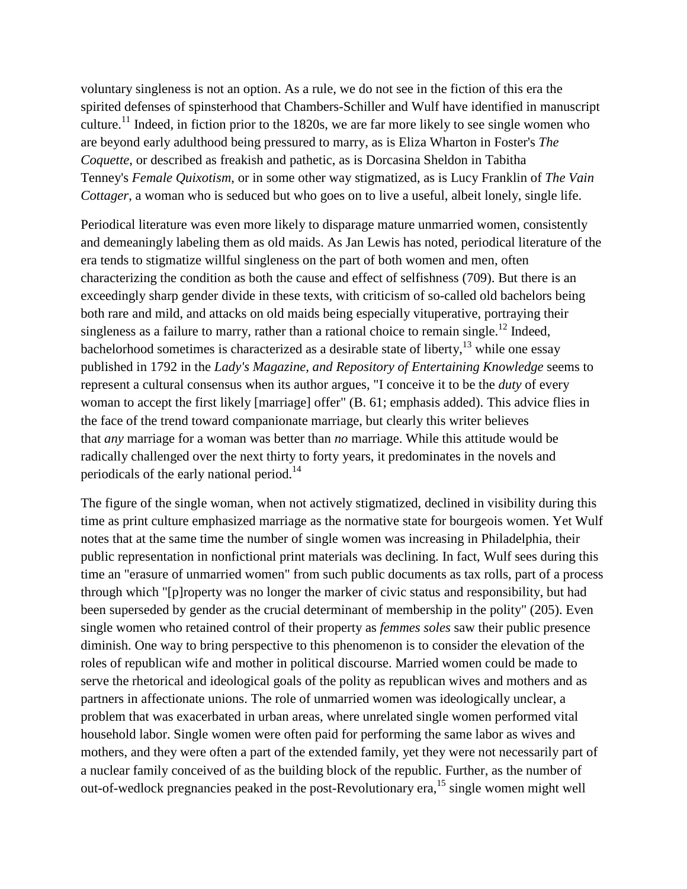voluntary singleness is not an option. As a rule, we do not see in the fiction of this era the spirited defenses of spinsterhood that Chambers-Schiller and Wulf have identified in manuscript culture.[11] Indeed, in fiction prior to the 1820s, we are far more likely to see single women who are beyond early adulthood being pressured to marry, as is Eliza Wharton in Foster's *The Coquette*, or described as freakish and pathetic, as is Dorcasina Sheldon in Tabitha Tenney's *Female Quixotism*, or in some other way stigmatized, as is Lucy Franklin of *The Vain Cottager*, a woman who is seduced but who goes on to live a useful, albeit lonely, single life.

Periodical literature was even more likely to disparage mature unmarried women, consistently and demeaningly labeling them as old maids. As Jan Lewis has noted, periodical literature of the era tends to stigmatize willful singleness on the part of both women and men, often characterizing the condition as both the cause and effect of selfishness (709). But there is an exceedingly sharp gender divide in these texts, with criticism of so-called old bachelors being both rare and mild, and attacks on old maids being especially vituperative, portraying their singleness as a failure to marry, rather than a rational choice to remain single.[12] Indeed, bachelorhood sometimes is characterized as a desirable state of liberty,[13] while one essay published in 1792 in the *Lady's Magazine, and Repository of Entertaining Knowledge* seems to represent a cultural consensus when its author argues, "I conceive it to be the *duty* of every woman to accept the first likely [marriage] offer" (B. 61; emphasis added). This advice flies in the face of the trend toward companionate marriage, but clearly this writer believes that *any* marriage for a woman was better than *no* marriage. While this attitude would be radically challenged over the next thirty to forty years, it predominates in the novels and periodicals of the early national period.[14]

The figure of the single woman, when not actively stigmatized, declined in visibility during this time as print culture emphasized marriage as the normative state for bourgeois women. Yet Wulf notes that at the same time the number of single women was increasing in Philadelphia, their public representation in nonfictional print materials was declining. In fact, Wulf sees during this time an "erasure of unmarried women" from such public documents as tax rolls, part of a process through which "[p]roperty was no longer the marker of civic status and responsibility, but had been superseded by gender as the crucial determinant of membership in the polity" (205). Even single women who retained control of their property as *femmes soles* saw their public presence diminish. One way to bring perspective to this phenomenon is to consider the elevation of the roles of republican wife and mother in political discourse. Married women could be made to serve the rhetorical and ideological goals of the polity as republican wives and mothers and as partners in affectionate unions. The role of unmarried women was ideologically unclear, a problem that was exacerbated in urban areas, where unrelated single women performed vital household labor. Single women were often paid for performing the same labor as wives and mothers, and they were often a part of the extended family, yet they were not necessarily part of a nuclear family conceived of as the building block of the republic. Further, as the number of out-of-wedlock pregnancies peaked in the post-Revolutionary era,[15] single women might well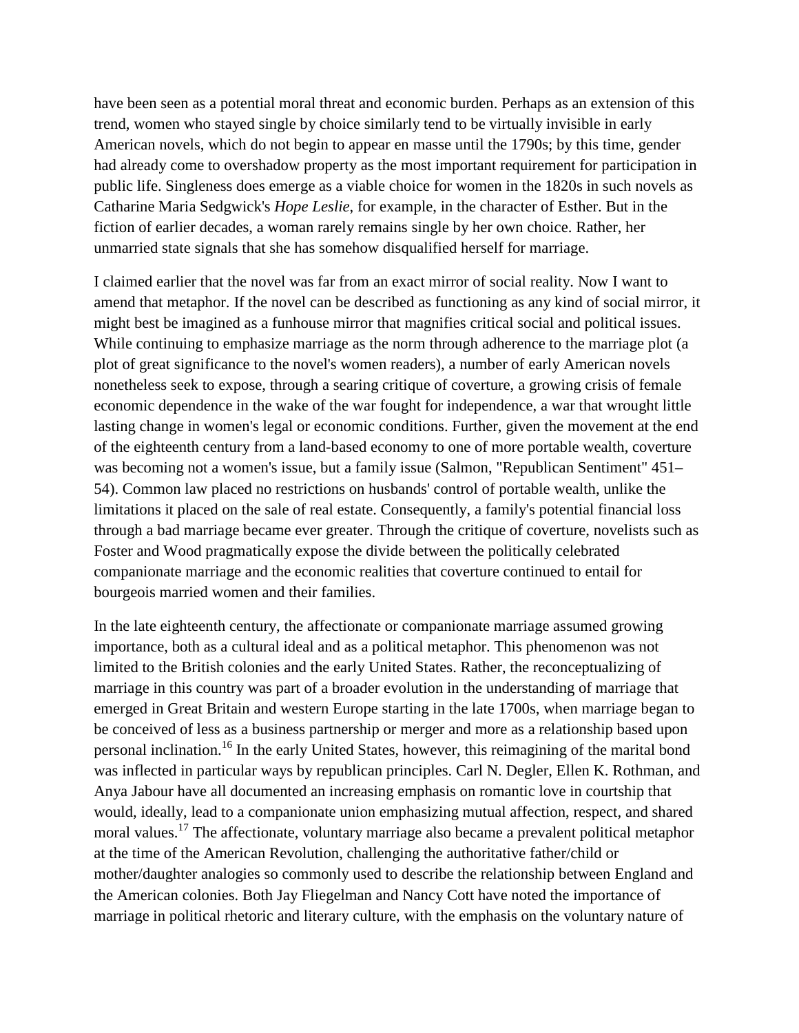have been seen as a potential moral threat and economic burden. Perhaps as an extension of this trend, women who stayed single by choice similarly tend to be virtually invisible in early American novels, which do not begin to appear en masse until the 1790s; by this time, gender had already come to overshadow property as the most important requirement for participation in public life. Singleness does emerge as a viable choice for women in the 1820s in such novels as Catharine Maria Sedgwick's *Hope Leslie*, for example, in the character of Esther. But in the fiction of earlier decades, a woman rarely remains single by her own choice. Rather, her unmarried state signals that she has somehow disqualified herself for marriage.

I claimed earlier that the novel was far from an exact mirror of social reality. Now I want to amend that metaphor. If the novel can be described as functioning as any kind of social mirror, it might best be imagined as a funhouse mirror that magnifies critical social and political issues. While continuing to emphasize marriage as the norm through adherence to the marriage plot (a plot of great significance to the novel's women readers), a number of early American novels nonetheless seek to expose, through a searing critique of coverture, a growing crisis of female economic dependence in the wake of the war fought for independence, a war that wrought little lasting change in women's legal or economic conditions. Further, given the movement at the end of the eighteenth century from a land-based economy to one of more portable wealth, coverture was becoming not a women's issue, but a family issue (Salmon, "Republican Sentiment" 451–54). Common law placed no restrictions on husbands' control of portable wealth, unlike the limitations it placed on the sale of real estate. Consequently, a family's potential financial loss through a bad marriage became ever greater. Through the critique of coverture, novelists such as Foster and Wood pragmatically expose the divide between the politically celebrated companionate marriage and the economic realities that coverture continued to entail for bourgeois married women and their families.

In the late eighteenth century, the affectionate or companionate marriage assumed growing importance, both as a cultural ideal and as a political metaphor. This phenomenon was not limited to the British colonies and the early United States. Rather, the reconceptualizing of marriage in this country was part of a broader evolution in the understanding of marriage that emerged in Great Britain and western Europe starting in the late 1700s, when marriage began to be conceived of less as a business partnership or merger and more as a relationship based upon personal inclination.[16] In the early United States, however, this reimagining of the marital bond was inflected in particular ways by republican principles. Carl N. Degler, Ellen K. Rothman, and Anya Jabour have all documented an increasing emphasis on romantic love in courtship that would, ideally, lead to a companionate union emphasizing mutual affection, respect, and shared moral values.[17] The affectionate, voluntary marriage also became a prevalent political metaphor at the time of the American Revolution, challenging the authoritative father/child or mother/daughter analogies so commonly used to describe the relationship between England and the American colonies. Both Jay Fliegelman and Nancy Cott have noted the importance of marriage in political rhetoric and literary culture, with the emphasis on the voluntary nature of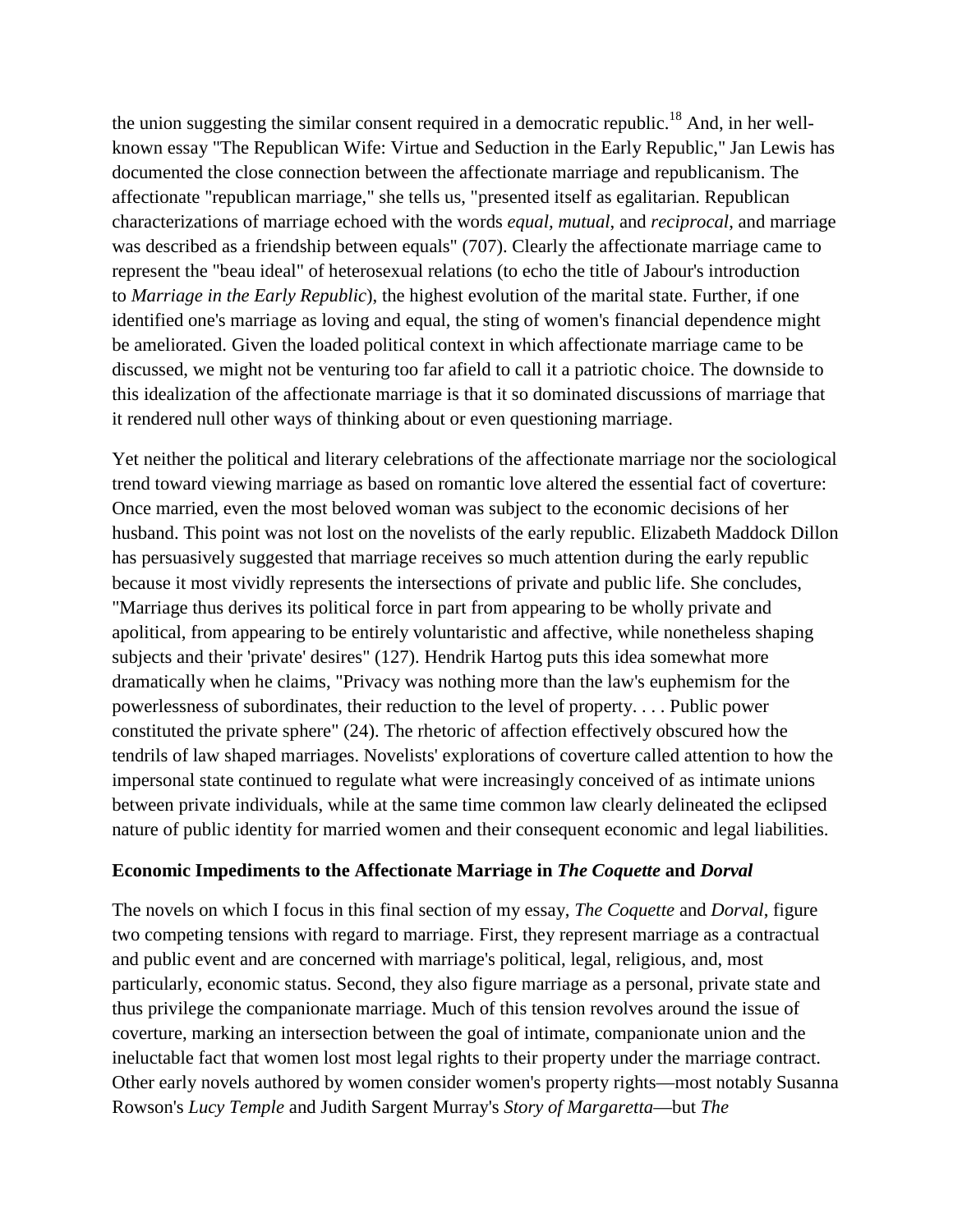the union suggesting the similar consent required in a democratic republic.[18] And, in her well-known essay "The Republican Wife: Virtue and Seduction in the Early Republic," Jan Lewis has documented the close connection between the affectionate marriage and republicanism. The affectionate "republican marriage," she tells us, "presented itself as egalitarian. Republican characterizations of marriage echoed with the words *equal*, *mutual*, and *reciprocal*, and marriage was described as a friendship between equals" (707). Clearly the affectionate marriage came to represent the "beau ideal" of heterosexual relations (to echo the title of Jabour's introduction to *Marriage in the Early Republic*), the highest evolution of the marital state. Further, if one identified one's marriage as loving and equal, the sting of women's financial dependence might be ameliorated. Given the loaded political context in which affectionate marriage came to be discussed, we might not be venturing too far afield to call it a patriotic choice. The downside to this idealization of the affectionate marriage is that it so dominated discussions of marriage that it rendered null other ways of thinking about or even questioning marriage.

Yet neither the political and literary celebrations of the affectionate marriage nor the sociological trend toward viewing marriage as based on romantic love altered the essential fact of coverture: Once married, even the most beloved woman was subject to the economic decisions of her husband. This point was not lost on the novelists of the early republic. Elizabeth Maddock Dillon has persuasively suggested that marriage receives so much attention during the early republic because it most vividly represents the intersections of private and public life. She concludes, "Marriage thus derives its political force in part from appearing to be wholly private and apolitical, from appearing to be entirely voluntaristic and affective, while nonetheless shaping subjects and their 'private' desires" (127). Hendrik Hartog puts this idea somewhat more dramatically when he claims, "Privacy was nothing more than the law's euphemism for the powerlessness of subordinates, their reduction to the level of property. . . . Public power constituted the private sphere" (24). The rhetoric of affection effectively obscured how the tendrils of law shaped marriages. Novelists' explorations of coverture called attention to how the impersonal state continued to regulate what were increasingly conceived of as intimate unions between private individuals, while at the same time common law clearly delineated the eclipsed nature of public identity for married women and their consequent economic and legal liabilities.

### Economic Impediments to the Affectionate Marriage in *The Coquette* and *Dorval*

The novels on which I focus in this final section of my essay, *The Coquette* and *Dorval*, figure two competing tensions with regard to marriage. First, they represent marriage as a contractual and public event and are concerned with marriage's political, legal, religious, and, most particularly, economic status. Second, they also figure marriage as a personal, private state and thus privilege the companionate marriage. Much of this tension revolves around the issue of coverture, marking an intersection between the goal of intimate, companionate union and the ineluctable fact that women lost most legal rights to their property under the marriage contract. Other early novels authored by women consider women's property rights—most notably Susanna Rowson's *Lucy Temple* and Judith Sargent Murray's *Story of Margaretta*—but *The*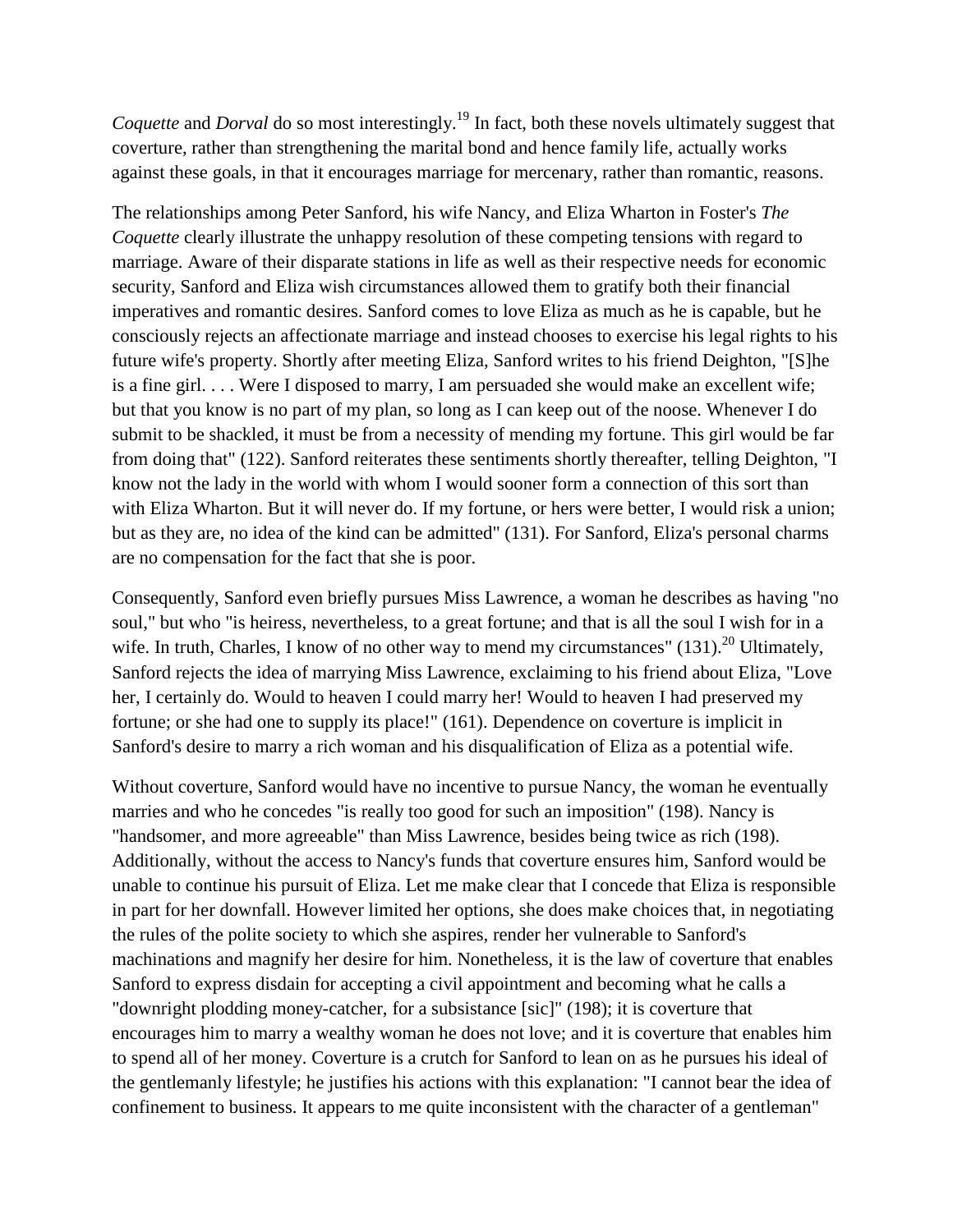*Coquette* and *Dorval* do so most interestingly.[19] In fact, both these novels ultimately suggest that coverture, rather than strengthening the marital bond and hence family life, actually works against these goals, in that it encourages marriage for mercenary, rather than romantic, reasons.

The relationships among Peter Sanford, his wife Nancy, and Eliza Wharton in Foster's *The Coquette* clearly illustrate the unhappy resolution of these competing tensions with regard to marriage. Aware of their disparate stations in life as well as their respective needs for economic security, Sanford and Eliza wish circumstances allowed them to gratify both their financial imperatives and romantic desires. Sanford comes to love Eliza as much as he is capable, but he consciously rejects an affectionate marriage and instead chooses to exercise his legal rights to his future wife's property. Shortly after meeting Eliza, Sanford writes to his friend Deighton, "[S]he is a fine girl. . . . Were I disposed to marry, I am persuaded she would make an excellent wife; but that you know is no part of my plan, so long as I can keep out of the noose. Whenever I do submit to be shackled, it must be from a necessity of mending my fortune. This girl would be far from doing that" (122). Sanford reiterates these sentiments shortly thereafter, telling Deighton, "I know not the lady in the world with whom I would sooner form a connection of this sort than with Eliza Wharton. But it will never do. If my fortune, or hers were better, I would risk a union; but as they are, no idea of the kind can be admitted" (131). For Sanford, Eliza's personal charms are no compensation for the fact that she is poor.

Consequently, Sanford even briefly pursues Miss Lawrence, a woman he describes as having "no soul," but who "is heiress, nevertheless, to a great fortune; and that is all the soul I wish for in a wife. In truth, Charles, I know of no other way to mend my circumstances" (131).[20] Ultimately, Sanford rejects the idea of marrying Miss Lawrence, exclaiming to his friend about Eliza, "Love her, I certainly do. Would to heaven I could marry her! Would to heaven I had preserved my fortune; or she had one to supply its place!" (161). Dependence on coverture is implicit in Sanford's desire to marry a rich woman and his disqualification of Eliza as a potential wife.

Without coverture, Sanford would have no incentive to pursue Nancy, the woman he eventually marries and who he concedes "is really too good for such an imposition" (198). Nancy is "handsomer, and more agreeable" than Miss Lawrence, besides being twice as rich (198). Additionally, without the access to Nancy's funds that coverture ensures him, Sanford would be unable to continue his pursuit of Eliza. Let me make clear that I concede that Eliza is responsible in part for her downfall. However limited her options, she does make choices that, in negotiating the rules of the polite society to which she aspires, render her vulnerable to Sanford's machinations and magnify her desire for him. Nonetheless, it is the law of coverture that enables Sanford to express disdain for accepting a civil appointment and becoming what he calls a "downright plodding money-catcher, for a subsistance [sic]" (198); it is coverture that encourages him to marry a wealthy woman he does not love; and it is coverture that enables him to spend all of her money. Coverture is a crutch for Sanford to lean on as he pursues his ideal of the gentlemanly lifestyle; he justifies his actions with this explanation: "I cannot bear the idea of confinement to business. It appears to me quite inconsistent with the character of a gentleman"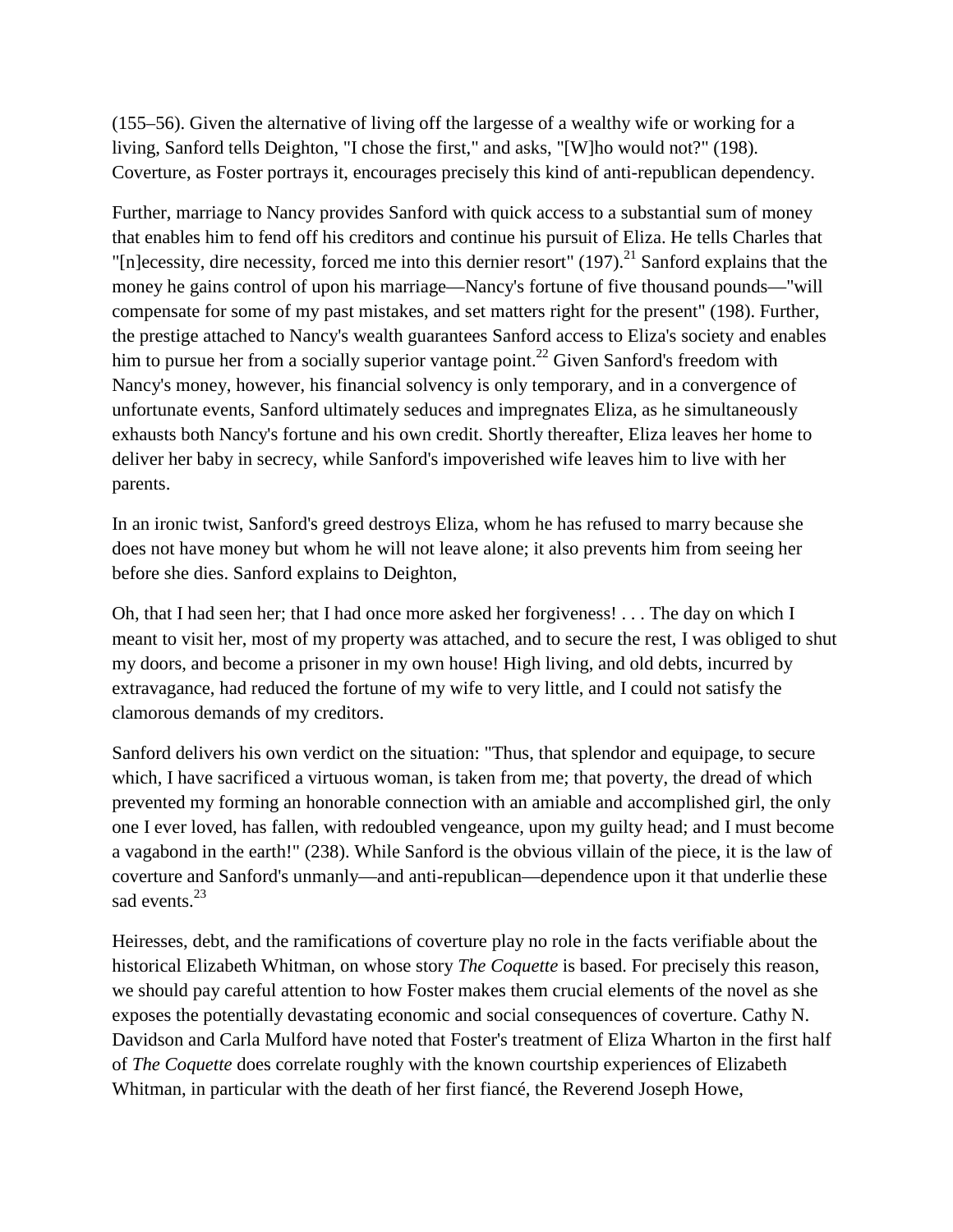(155–56). Given the alternative of living off the largesse of a wealthy wife or working for a living, Sanford tells Deighton, "I chose the first," and asks, "[W]ho would not?" (198). Coverture, as Foster portrays it, encourages precisely this kind of anti-republican dependency.

Further, marriage to Nancy provides Sanford with quick access to a substantial sum of money that enables him to fend off his creditors and continue his pursuit of Eliza. He tells Charles that "[n]ecessity, dire necessity, forced me into this dernier resort" (197).[21] Sanford explains that the money he gains control of upon his marriage—Nancy's fortune of five thousand pounds—"will compensate for some of my past mistakes, and set matters right for the present" (198). Further, the prestige attached to Nancy's wealth guarantees Sanford access to Eliza's society and enables him to pursue her from a socially superior vantage point.[22] Given Sanford's freedom with Nancy's money, however, his financial solvency is only temporary, and in a convergence of unfortunate events, Sanford ultimately seduces and impregnates Eliza, as he simultaneously exhausts both Nancy's fortune and his own credit. Shortly thereafter, Eliza leaves her home to deliver her baby in secrecy, while Sanford's impoverished wife leaves him to live with her parents.

In an ironic twist, Sanford's greed destroys Eliza, whom he has refused to marry because she does not have money but whom he will not leave alone; it also prevents him from seeing her before she dies. Sanford explains to Deighton,

Oh, that I had seen her; that I had once more asked her forgiveness! . . . The day on which I meant to visit her, most of my property was attached, and to secure the rest, I was obliged to shut my doors, and become a prisoner in my own house! High living, and old debts, incurred by extravagance, had reduced the fortune of my wife to very little, and I could not satisfy the clamorous demands of my creditors.

Sanford delivers his own verdict on the situation: "Thus, that splendor and equipage, to secure which, I have sacrificed a virtuous woman, is taken from me; that poverty, the dread of which prevented my forming an honorable connection with an amiable and accomplished girl, the only one I ever loved, has fallen, with redoubled vengeance, upon my guilty head; and I must become a vagabond in the earth!" (238). While Sanford is the obvious villain of the piece, it is the law of coverture and Sanford's unmanly—and anti-republican—dependence upon it that underlie these sad events.[23]

Heiresses, debt, and the ramifications of coverture play no role in the facts verifiable about the historical Elizabeth Whitman, on whose story *The Coquette* is based. For precisely this reason, we should pay careful attention to how Foster makes them crucial elements of the novel as she exposes the potentially devastating economic and social consequences of coverture. Cathy N. Davidson and Carla Mulford have noted that Foster's treatment of Eliza Wharton in the first half of *The Coquette* does correlate roughly with the known courtship experiences of Elizabeth Whitman, in particular with the death of her first fiancé, the Reverend Joseph Howe,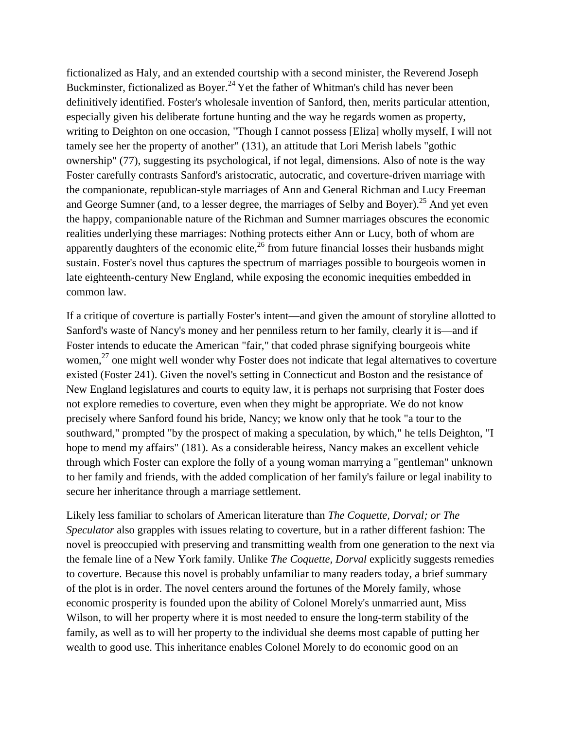fictionalized as Haly, and an extended courtship with a second minister, the Reverend Joseph Buckminster, fictionalized as Boyer.[24] Yet the father of Whitman's child has never been definitively identified. Foster's wholesale invention of Sanford, then, merits particular attention, especially given his deliberate fortune hunting and the way he regards women as property, writing to Deighton on one occasion, "Though I cannot possess [Eliza] wholly myself, I will not tamely see her the property of another" (131), an attitude that Lori Merish labels "gothic ownership" (77), suggesting its psychological, if not legal, dimensions. Also of note is the way Foster carefully contrasts Sanford's aristocratic, autocratic, and coverture-driven marriage with the companionate, republican-style marriages of Ann and General Richman and Lucy Freeman and George Sumner (and, to a lesser degree, the marriages of Selby and Boyer).[25] And yet even the happy, companionable nature of the Richman and Sumner marriages obscures the economic realities underlying these marriages: Nothing protects either Ann or Lucy, both of whom are apparently daughters of the economic elite,[26] from future financial losses their husbands might sustain. Foster's novel thus captures the spectrum of marriages possible to bourgeois women in late eighteenth-century New England, while exposing the economic inequities embedded in common law.

If a critique of coverture is partially Foster's intent—and given the amount of storyline allotted to Sanford's waste of Nancy's money and her penniless return to her family, clearly it is—and if Foster intends to educate the American "fair," that coded phrase signifying bourgeois white women,[27] one might well wonder why Foster does not indicate that legal alternatives to coverture existed (Foster 241). Given the novel's setting in Connecticut and Boston and the resistance of New England legislatures and courts to equity law, it is perhaps not surprising that Foster does not explore remedies to coverture, even when they might be appropriate. We do not know precisely where Sanford found his bride, Nancy; we know only that he took "a tour to the southward," prompted "by the prospect of making a speculation, by which," he tells Deighton, "I hope to mend my affairs" (181). As a considerable heiress, Nancy makes an excellent vehicle through which Foster can explore the folly of a young woman marrying a "gentleman" unknown to her family and friends, with the added complication of her family's failure or legal inability to secure her inheritance through a marriage settlement.

Likely less familiar to scholars of American literature than *The Coquette*, *Dorval; or The Speculator* also grapples with issues relating to coverture, but in a rather different fashion: The novel is preoccupied with preserving and transmitting wealth from one generation to the next via the female line of a New York family. Unlike *The Coquette*, *Dorval* explicitly suggests remedies to coverture. Because this novel is probably unfamiliar to many readers today, a brief summary of the plot is in order. The novel centers around the fortunes of the Morely family, whose economic prosperity is founded upon the ability of Colonel Morely's unmarried aunt, Miss Wilson, to will her property where it is most needed to ensure the long-term stability of the family, as well as to will her property to the individual she deems most capable of putting her wealth to good use. This inheritance enables Colonel Morely to do economic good on an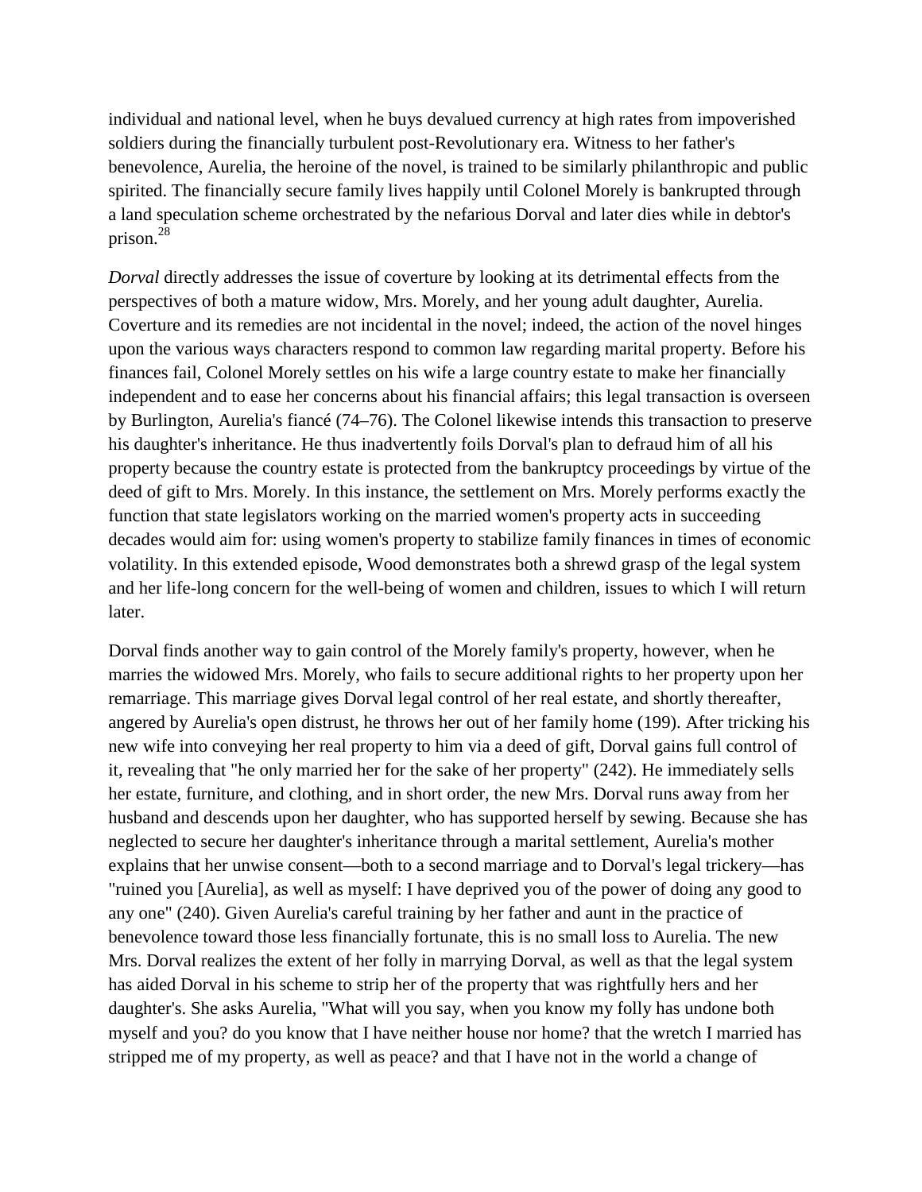individual and national level, when he buys devalued currency at high rates from impoverished soldiers during the financially turbulent post-Revolutionary era. Witness to her father's benevolence, Aurelia, the heroine of the novel, is trained to be similarly philanthropic and public spirited. The financially secure family lives happily until Colonel Morely is bankrupted through a land speculation scheme orchestrated by the nefarious Dorval and later dies while in debtor's prison.[28]

*Dorval* directly addresses the issue of coverture by looking at its detrimental effects from the perspectives of both a mature widow, Mrs. Morely, and her young adult daughter, Aurelia. Coverture and its remedies are not incidental in the novel; indeed, the action of the novel hinges upon the various ways characters respond to common law regarding marital property. Before his finances fail, Colonel Morely settles on his wife a large country estate to make her financially independent and to ease her concerns about his financial affairs; this legal transaction is overseen by Burlington, Aurelia's fiancé (74–76). The Colonel likewise intends this transaction to preserve his daughter's inheritance. He thus inadvertently foils Dorval's plan to defraud him of all his property because the country estate is protected from the bankruptcy proceedings by virtue of the deed of gift to Mrs. Morely. In this instance, the settlement on Mrs. Morely performs exactly the function that state legislators working on the married women's property acts in succeeding decades would aim for: using women's property to stabilize family finances in times of economic volatility. In this extended episode, Wood demonstrates both a shrewd grasp of the legal system and her life-long concern for the well-being of women and children, issues to which I will return later.

Dorval finds another way to gain control of the Morely family's property, however, when he marries the widowed Mrs. Morely, who fails to secure additional rights to her property upon her remarriage. This marriage gives Dorval legal control of her real estate, and shortly thereafter, angered by Aurelia's open distrust, he throws her out of her family home (199). After tricking his new wife into conveying her real property to him via a deed of gift, Dorval gains full control of it, revealing that "he only married her for the sake of her property" (242). He immediately sells her estate, furniture, and clothing, and in short order, the new Mrs. Dorval runs away from her husband and descends upon her daughter, who has supported herself by sewing. Because she has neglected to secure her daughter's inheritance through a marital settlement, Aurelia's mother explains that her unwise consent—both to a second marriage and to Dorval's legal trickery—has "ruined you [Aurelia], as well as myself: I have deprived you of the power of doing any good to any one" (240). Given Aurelia's careful training by her father and aunt in the practice of benevolence toward those less financially fortunate, this is no small loss to Aurelia. The new Mrs. Dorval realizes the extent of her folly in marrying Dorval, as well as that the legal system has aided Dorval in his scheme to strip her of the property that was rightfully hers and her daughter's. She asks Aurelia, "What will you say, when you know my folly has undone both myself and you? do you know that I have neither house nor home? that the wretch I married has stripped me of my property, as well as peace? and that I have not in the world a change of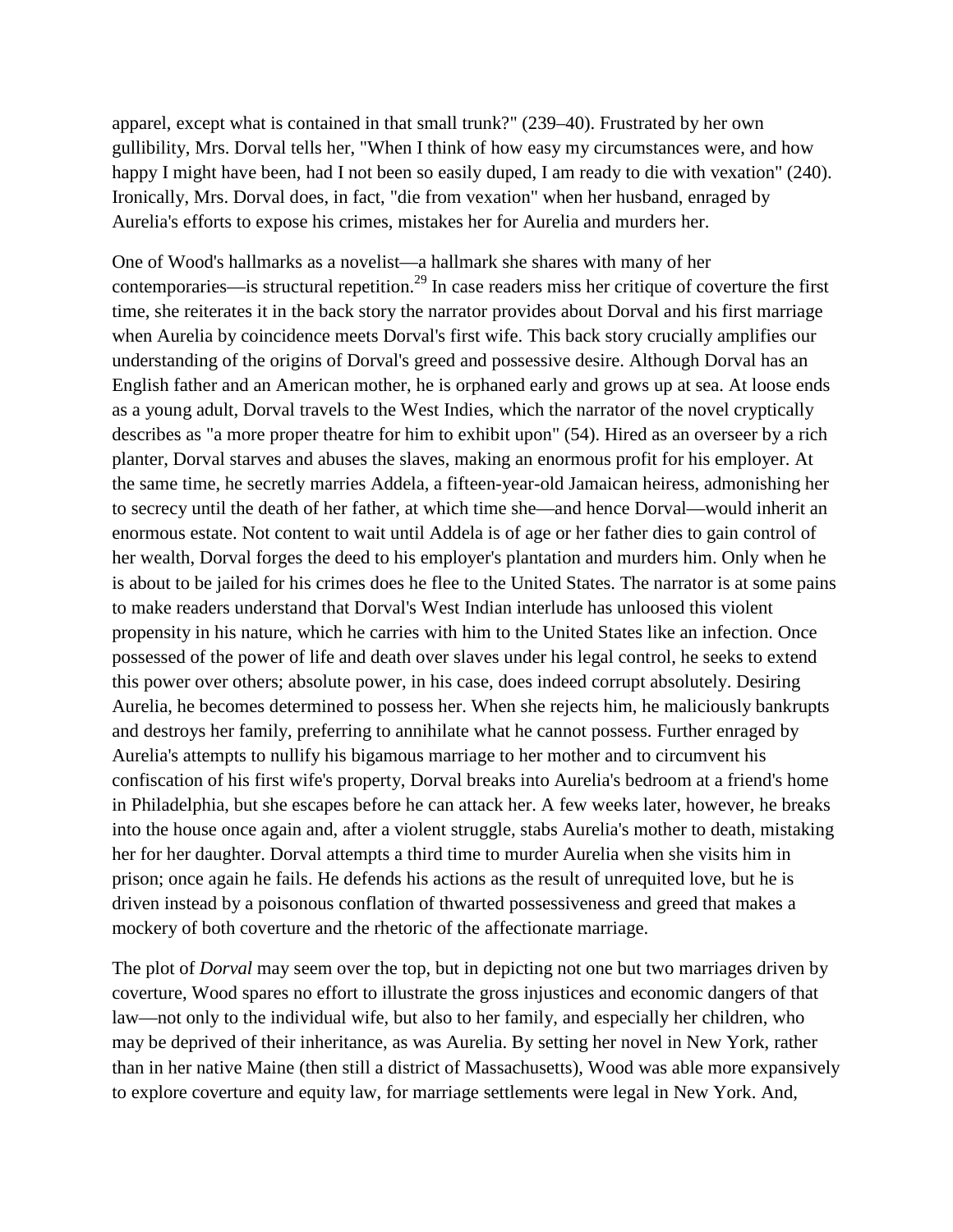apparel, except what is contained in that small trunk?" (239–40). Frustrated by her own gullibility, Mrs. Dorval tells her, "When I think of how easy my circumstances were, and how happy I might have been, had I not been so easily duped, I am ready to die with vexation" (240). Ironically, Mrs. Dorval does, in fact, "die from vexation" when her husband, enraged by Aurelia's efforts to expose his crimes, mistakes her for Aurelia and murders her.

One of Wood's hallmarks as a novelist—a hallmark she shares with many of her contemporaries—is structural repetition.[29] In case readers miss her critique of coverture the first time, she reiterates it in the back story the narrator provides about Dorval and his first marriage when Aurelia by coincidence meets Dorval's first wife. This back story crucially amplifies our understanding of the origins of Dorval's greed and possessive desire. Although Dorval has an English father and an American mother, he is orphaned early and grows up at sea. At loose ends as a young adult, Dorval travels to the West Indies, which the narrator of the novel cryptically describes as "a more proper theatre for him to exhibit upon" (54). Hired as an overseer by a rich planter, Dorval starves and abuses the slaves, making an enormous profit for his employer. At the same time, he secretly marries Addela, a fifteen-year-old Jamaican heiress, admonishing her to secrecy until the death of her father, at which time she—and hence Dorval—would inherit an enormous estate. Not content to wait until Addela is of age or her father dies to gain control of her wealth, Dorval forges the deed to his employer's plantation and murders him. Only when he is about to be jailed for his crimes does he flee to the United States. The narrator is at some pains to make readers understand that Dorval's West Indian interlude has unloosed this violent propensity in his nature, which he carries with him to the United States like an infection. Once possessed of the power of life and death over slaves under his legal control, he seeks to extend this power over others; absolute power, in his case, does indeed corrupt absolutely. Desiring Aurelia, he becomes determined to possess her. When she rejects him, he maliciously bankrupts and destroys her family, preferring to annihilate what he cannot possess. Further enraged by Aurelia's attempts to nullify his bigamous marriage to her mother and to circumvent his confiscation of his first wife's property, Dorval breaks into Aurelia's bedroom at a friend's home in Philadelphia, but she escapes before he can attack her. A few weeks later, however, he breaks into the house once again and, after a violent struggle, stabs Aurelia's mother to death, mistaking her for her daughter. Dorval attempts a third time to murder Aurelia when she visits him in prison; once again he fails. He defends his actions as the result of unrequited love, but he is driven instead by a poisonous conflation of thwarted possessiveness and greed that makes a mockery of both coverture and the rhetoric of the affectionate marriage.

The plot of *Dorval* may seem over the top, but in depicting not one but two marriages driven by coverture, Wood spares no effort to illustrate the gross injustices and economic dangers of that law—not only to the individual wife, but also to her family, and especially her children, who may be deprived of their inheritance, as was Aurelia. By setting her novel in New York, rather than in her native Maine (then still a district of Massachusetts), Wood was able more expansively to explore coverture and equity law, for marriage settlements were legal in New York. And,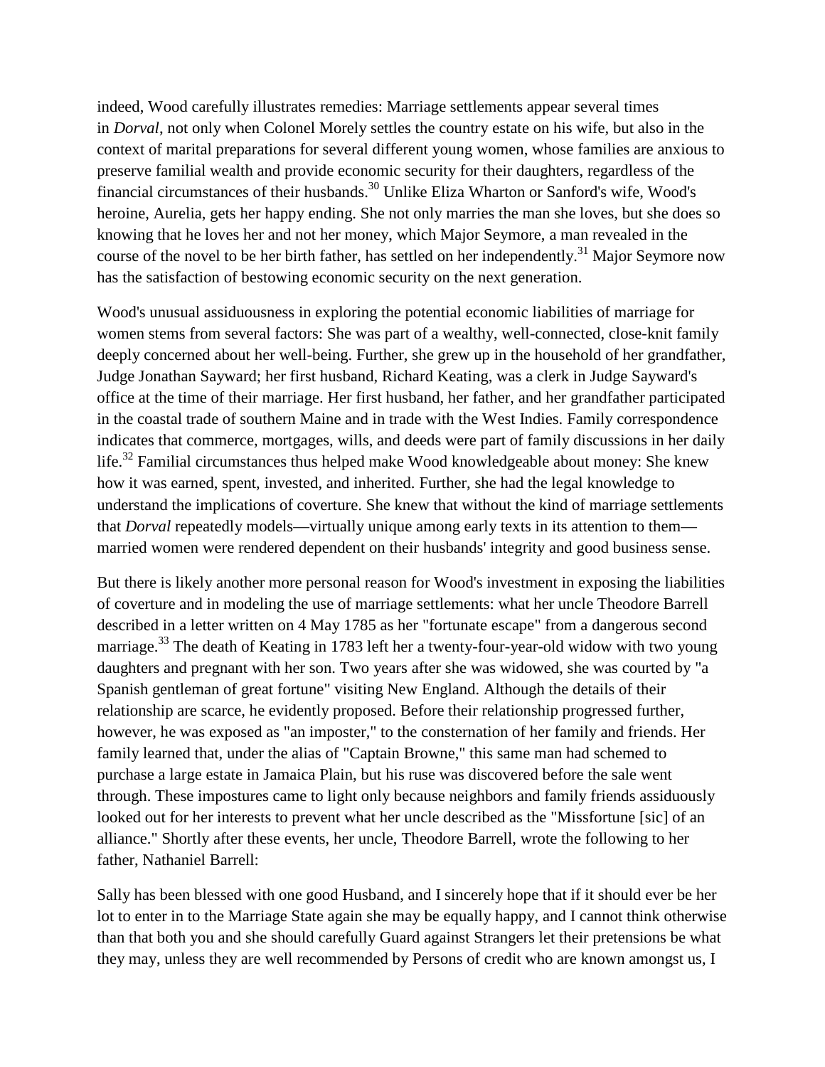indeed, Wood carefully illustrates remedies: Marriage settlements appear several times in *Dorval*, not only when Colonel Morely settles the country estate on his wife, but also in the context of marital preparations for several different young women, whose families are anxious to preserve familial wealth and provide economic security for their daughters, regardless of the financial circumstances of their husbands.[30] Unlike Eliza Wharton or Sanford's wife, Wood's heroine, Aurelia, gets her happy ending. She not only marries the man she loves, but she does so knowing that he loves her and not her money, which Major Seymore, a man revealed in the course of the novel to be her birth father, has settled on her independently.[31] Major Seymore now has the satisfaction of bestowing economic security on the next generation.

Wood's unusual assiduousness in exploring the potential economic liabilities of marriage for women stems from several factors: She was part of a wealthy, well-connected, close-knit family deeply concerned about her well-being. Further, she grew up in the household of her grandfather, Judge Jonathan Sayward; her first husband, Richard Keating, was a clerk in Judge Sayward's office at the time of their marriage. Her first husband, her father, and her grandfather participated in the coastal trade of southern Maine and in trade with the West Indies. Family correspondence indicates that commerce, mortgages, wills, and deeds were part of family discussions in her daily life.[32] Familial circumstances thus helped make Wood knowledgeable about money: She knew how it was earned, spent, invested, and inherited. Further, she had the legal knowledge to understand the implications of coverture. She knew that without the kind of marriage settlements that *Dorval* repeatedly models—virtually unique among early texts in its attention to them—married women were rendered dependent on their husbands' integrity and good business sense.

But there is likely another more personal reason for Wood's investment in exposing the liabilities of coverture and in modeling the use of marriage settlements: what her uncle Theodore Barrell described in a letter written on 4 May 1785 as her "fortunate escape" from a dangerous second marriage.[33] The death of Keating in 1783 left her a twenty-four-year-old widow with two young daughters and pregnant with her son. Two years after she was widowed, she was courted by "a Spanish gentleman of great fortune" visiting New England. Although the details of their relationship are scarce, he evidently proposed. Before their relationship progressed further, however, he was exposed as "an imposter," to the consternation of her family and friends. Her family learned that, under the alias of "Captain Browne," this same man had schemed to purchase a large estate in Jamaica Plain, but his ruse was discovered before the sale went through. These impostures came to light only because neighbors and family friends assiduously looked out for her interests to prevent what her uncle described as the "Missfortune [sic] of an alliance." Shortly after these events, her uncle, Theodore Barrell, wrote the following to her father, Nathaniel Barrell:

Sally has been blessed with one good Husband, and I sincerely hope that if it should ever be her lot to enter in to the Marriage State again she may be equally happy, and I cannot think otherwise than that both you and she should carefully Guard against Strangers let their pretensions be what they may, unless they are well recommended by Persons of credit who are known amongst us, I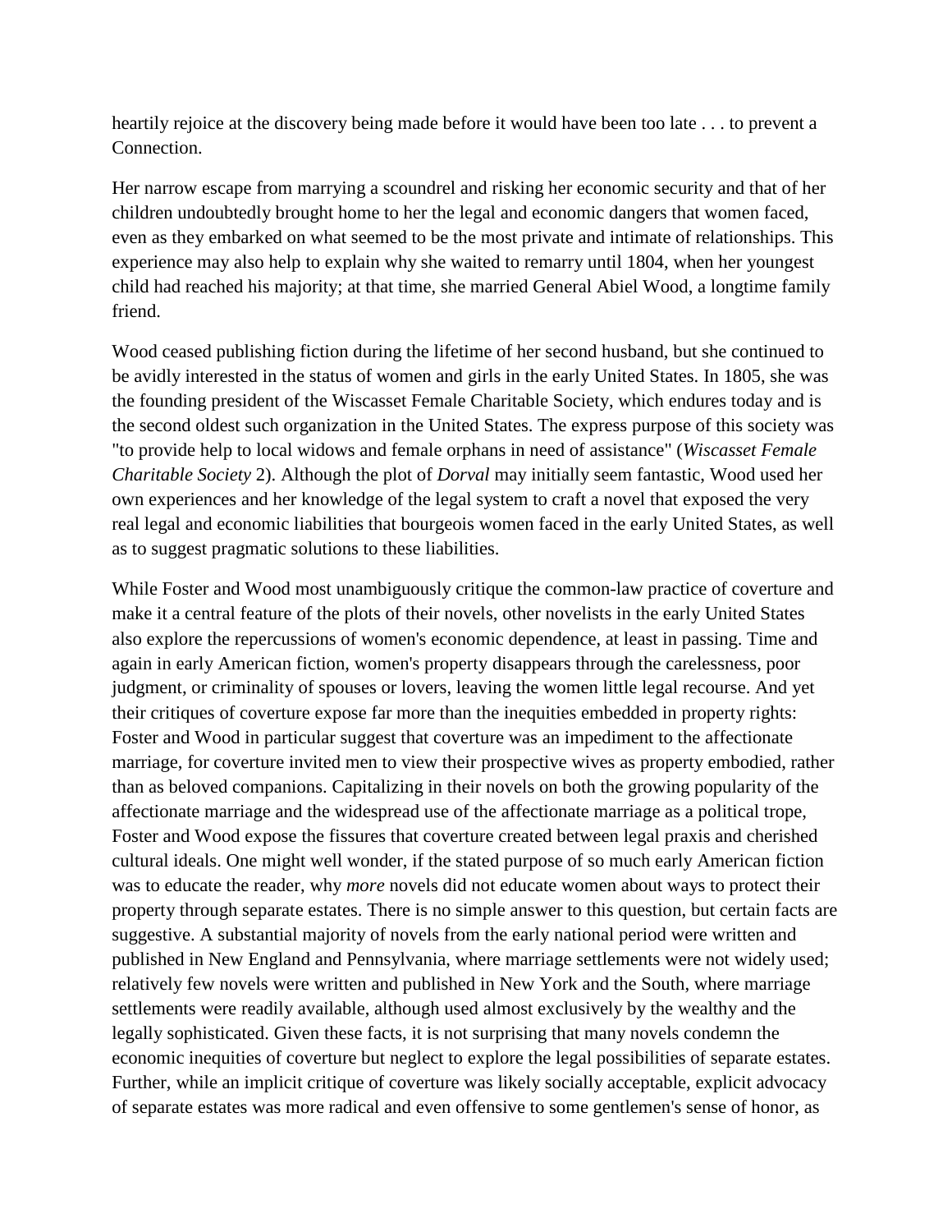heartily rejoice at the discovery being made before it would have been too late . . . to prevent a Connection.

Her narrow escape from marrying a scoundrel and risking her economic security and that of her children undoubtedly brought home to her the legal and economic dangers that women faced, even as they embarked on what seemed to be the most private and intimate of relationships. This experience may also help to explain why she waited to remarry until 1804, when her youngest child had reached his majority; at that time, she married General Abiel Wood, a longtime family friend.

Wood ceased publishing fiction during the lifetime of her second husband, but she continued to be avidly interested in the status of women and girls in the early United States. In 1805, she was the founding president of the Wiscasset Female Charitable Society, which endures today and is the second oldest such organization in the United States. The express purpose of this society was "to provide help to local widows and female orphans in need of assistance" (*Wiscasset Female Charitable Society* 2). Although the plot of *Dorval* may initially seem fantastic, Wood used her own experiences and her knowledge of the legal system to craft a novel that exposed the very real legal and economic liabilities that bourgeois women faced in the early United States, as well as to suggest pragmatic solutions to these liabilities.

While Foster and Wood most unambiguously critique the common-law practice of coverture and make it a central feature of the plots of their novels, other novelists in the early United States also explore the repercussions of women's economic dependence, at least in passing. Time and again in early American fiction, women's property disappears through the carelessness, poor judgment, or criminality of spouses or lovers, leaving the women little legal recourse. And yet their critiques of coverture expose far more than the inequities embedded in property rights: Foster and Wood in particular suggest that coverture was an impediment to the affectionate marriage, for coverture invited men to view their prospective wives as property embodied, rather than as beloved companions. Capitalizing in their novels on both the growing popularity of the affectionate marriage and the widespread use of the affectionate marriage as a political trope, Foster and Wood expose the fissures that coverture created between legal praxis and cherished cultural ideals. One might well wonder, if the stated purpose of so much early American fiction was to educate the reader, why *more* novels did not educate women about ways to protect their property through separate estates. There is no simple answer to this question, but certain facts are suggestive. A substantial majority of novels from the early national period were written and published in New England and Pennsylvania, where marriage settlements were not widely used; relatively few novels were written and published in New York and the South, where marriage settlements were readily available, although used almost exclusively by the wealthy and the legally sophisticated. Given these facts, it is not surprising that many novels condemn the economic inequities of coverture but neglect to explore the legal possibilities of separate estates. Further, while an implicit critique of coverture was likely socially acceptable, explicit advocacy of separate estates was more radical and even offensive to some gentlemen's sense of honor, as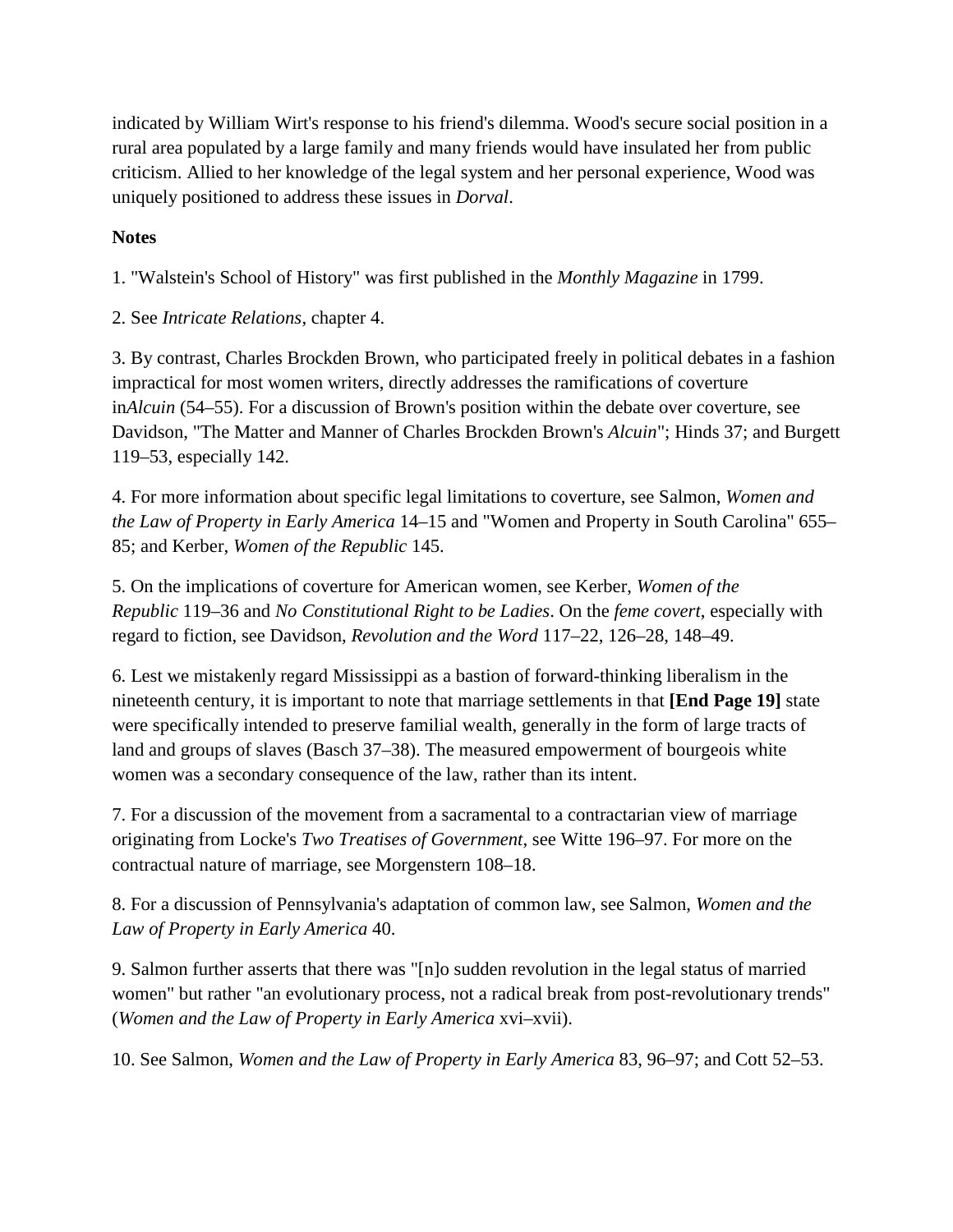indicated by William Wirt's response to his friend's dilemma. Wood's secure social position in a rural area populated by a large family and many friends would have insulated her from public criticism. Allied to her knowledge of the legal system and her personal experience, Wood was uniquely positioned to address these issues in *Dorval*.

**Notes**

1. "Walstein's School of History" was first published in the *Monthly Magazine* in 1799.

2. See *Intricate Relations*, chapter 4.

3. By contrast, Charles Brockden Brown, who participated freely in political debates in a fashion impractical for most women writers, directly addresses the ramifications of coverture in*Alcuin* (54–55). For a discussion of Brown's position within the debate over coverture, see Davidson, "The Matter and Manner of Charles Brockden Brown's *Alcuin*"; Hinds 37; and Burgett 119–53, especially 142.

4. For more information about specific legal limitations to coverture, see Salmon, *Women and the Law of Property in Early America* 14–15 and "Women and Property in South Carolina" 655–85; and Kerber, *Women of the Republic* 145.

5. On the implications of coverture for American women, see Kerber, *Women of the Republic* 119–36 and *No Constitutional Right to be Ladies*. On the *feme covert*, especially with regard to fiction, see Davidson, *Revolution and the Word* 117–22, 126–28, 148–49.

6. Lest we mistakenly regard Mississippi as a bastion of forward-thinking liberalism in the nineteenth century, it is important to note that marriage settlements in that **[End Page 19]** state were specifically intended to preserve familial wealth, generally in the form of large tracts of land and groups of slaves (Basch 37–38). The measured empowerment of bourgeois white women was a secondary consequence of the law, rather than its intent.

7. For a discussion of the movement from a sacramental to a contractarian view of marriage originating from Locke's *Two Treatises of Government*, see Witte 196–97. For more on the contractual nature of marriage, see Morgenstern 108–18.

8. For a discussion of Pennsylvania's adaptation of common law, see Salmon, *Women and the Law of Property in Early America* 40.

9. Salmon further asserts that there was "[n]o sudden revolution in the legal status of married women" but rather "an evolutionary process, not a radical break from post-revolutionary trends" (*Women and the Law of Property in Early America* xvi–xvii).

10. See Salmon, *Women and the Law of Property in Early America* 83, 96–97; and Cott 52–53.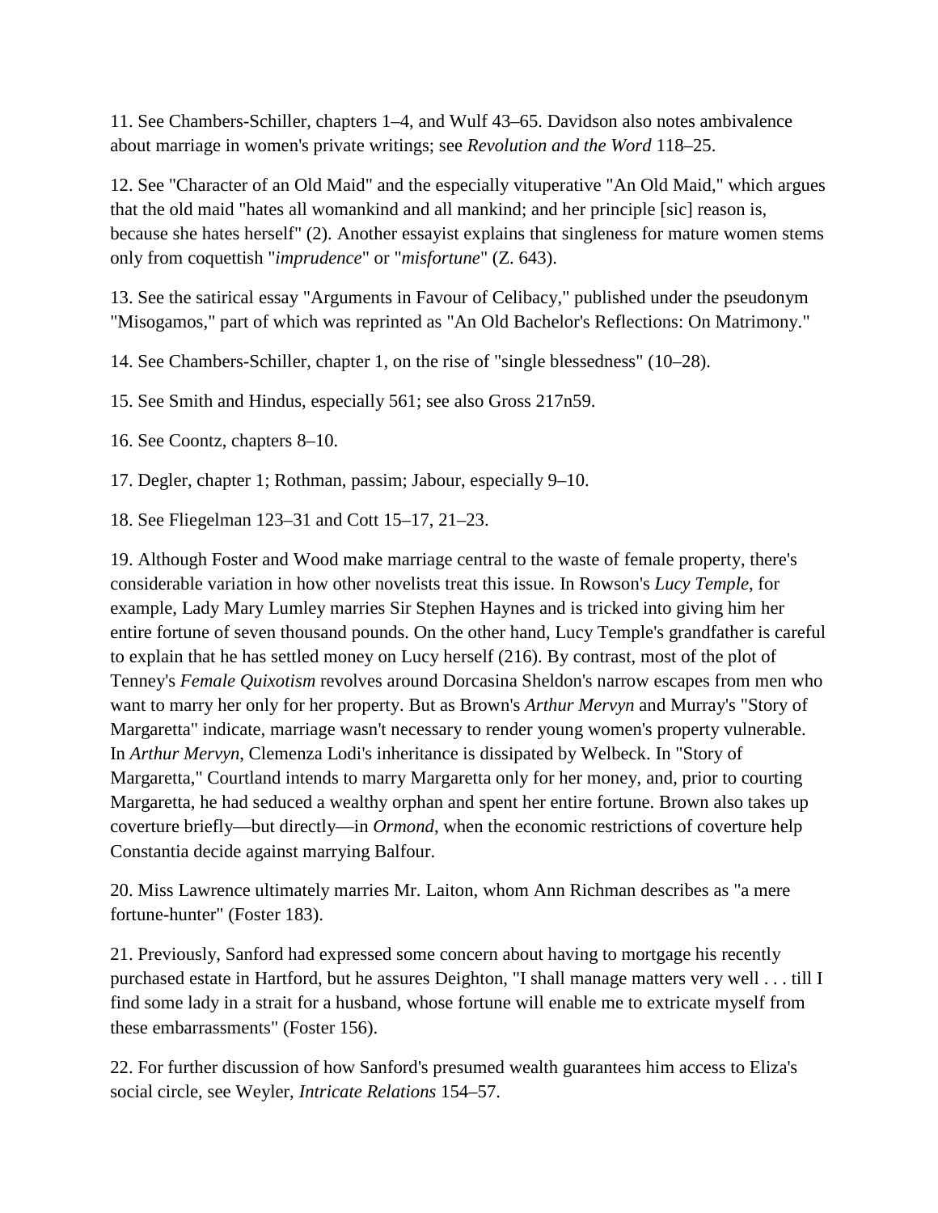11. See Chambers-Schiller, chapters 1–4, and Wulf 43–65. Davidson also notes ambivalence about marriage in women's private writings; see *Revolution and the Word* 118–25.

12. See "Character of an Old Maid" and the especially vituperative "An Old Maid," which argues that the old maid "hates all womankind and all mankind; and her principle [sic] reason is, because she hates herself" (2). Another essayist explains that singleness for mature women stems only from coquettish "*imprudence*" or "*misfortune*" (Z. 643).

13. See the satirical essay "Arguments in Favour of Celibacy," published under the pseudonym "Misogamos," part of which was reprinted as "An Old Bachelor's Reflections: On Matrimony."

14. See Chambers-Schiller, chapter 1, on the rise of "single blessedness" (10–28).

15. See Smith and Hindus, especially 561; see also Gross 217n59.

16. See Coontz, chapters 8–10.

17. Degler, chapter 1; Rothman, passim; Jabour, especially 9–10.

18. See Fliegelman 123–31 and Cott 15–17, 21–23.

19. Although Foster and Wood make marriage central to the waste of female property, there's considerable variation in how other novelists treat this issue. In Rowson's *Lucy Temple*, for example, Lady Mary Lumley marries Sir Stephen Haynes and is tricked into giving him her entire fortune of seven thousand pounds. On the other hand, Lucy Temple's grandfather is careful to explain that he has settled money on Lucy herself (216). By contrast, most of the plot of Tenney's *Female Quixotism* revolves around Dorcasina Sheldon's narrow escapes from men who want to marry her only for her property. But as Brown's *Arthur Mervyn* and Murray's "Story of Margaretta" indicate, marriage wasn't necessary to render young women's property vulnerable. In *Arthur Mervyn*, Clemenza Lodi's inheritance is dissipated by Welbeck. In "Story of Margaretta," Courtland intends to marry Margaretta only for her money, and, prior to courting Margaretta, he had seduced a wealthy orphan and spent her entire fortune. Brown also takes up coverture briefly—but directly—in *Ormond*, when the economic restrictions of coverture help Constantia decide against marrying Balfour.

20. Miss Lawrence ultimately marries Mr. Laiton, whom Ann Richman describes as "a mere fortune-hunter" (Foster 183).

21. Previously, Sanford had expressed some concern about having to mortgage his recently purchased estate in Hartford, but he assures Deighton, "I shall manage matters very well . . . till I find some lady in a strait for a husband, whose fortune will enable me to extricate myself from these embarrassments" (Foster 156).

22. For further discussion of how Sanford's presumed wealth guarantees him access to Eliza's social circle, see Weyler, *Intricate Relations* 154–57.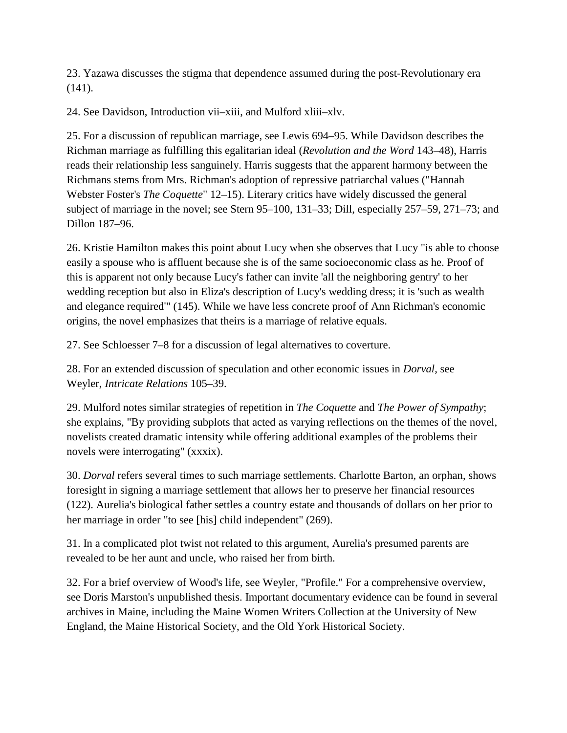23. Yazawa discusses the stigma that dependence assumed during the post-Revolutionary era (141).

24. See Davidson, Introduction vii–xiii, and Mulford xliii–xlv.

25. For a discussion of republican marriage, see Lewis 694–95. While Davidson describes the Richman marriage as fulfilling this egalitarian ideal (*Revolution and the Word* 143–48), Harris reads their relationship less sanguinely. Harris suggests that the apparent harmony between the Richmans stems from Mrs. Richman's adoption of repressive patriarchal values ("Hannah Webster Foster's *The Coquette*" 12–15). Literary critics have widely discussed the general subject of marriage in the novel; see Stern 95–100, 131–33; Dill, especially 257–59, 271–73; and Dillon 187–96.

26. Kristie Hamilton makes this point about Lucy when she observes that Lucy "is able to choose easily a spouse who is affluent because she is of the same socioeconomic class as he. Proof of this is apparent not only because Lucy's father can invite 'all the neighboring gentry' to her wedding reception but also in Eliza's description of Lucy's wedding dress; it is 'such as wealth and elegance required'" (145). While we have less concrete proof of Ann Richman's economic origins, the novel emphasizes that theirs is a marriage of relative equals.

27. See Schloesser 7–8 for a discussion of legal alternatives to coverture.

28. For an extended discussion of speculation and other economic issues in *Dorval*, see Weyler, *Intricate Relations* 105–39.

29. Mulford notes similar strategies of repetition in *The Coquette* and *The Power of Sympathy*; she explains, "By providing subplots that acted as varying reflections on the themes of the novel, novelists created dramatic intensity while offering additional examples of the problems their novels were interrogating" (xxxix).

30. *Dorval* refers several times to such marriage settlements. Charlotte Barton, an orphan, shows foresight in signing a marriage settlement that allows her to preserve her financial resources (122). Aurelia's biological father settles a country estate and thousands of dollars on her prior to her marriage in order "to see [his] child independent" (269).

31. In a complicated plot twist not related to this argument, Aurelia's presumed parents are revealed to be her aunt and uncle, who raised her from birth.

32. For a brief overview of Wood's life, see Weyler, "Profile." For a comprehensive overview, see Doris Marston's unpublished thesis. Important documentary evidence can be found in several archives in Maine, including the Maine Women Writers Collection at the University of New England, the Maine Historical Society, and the Old York Historical Society.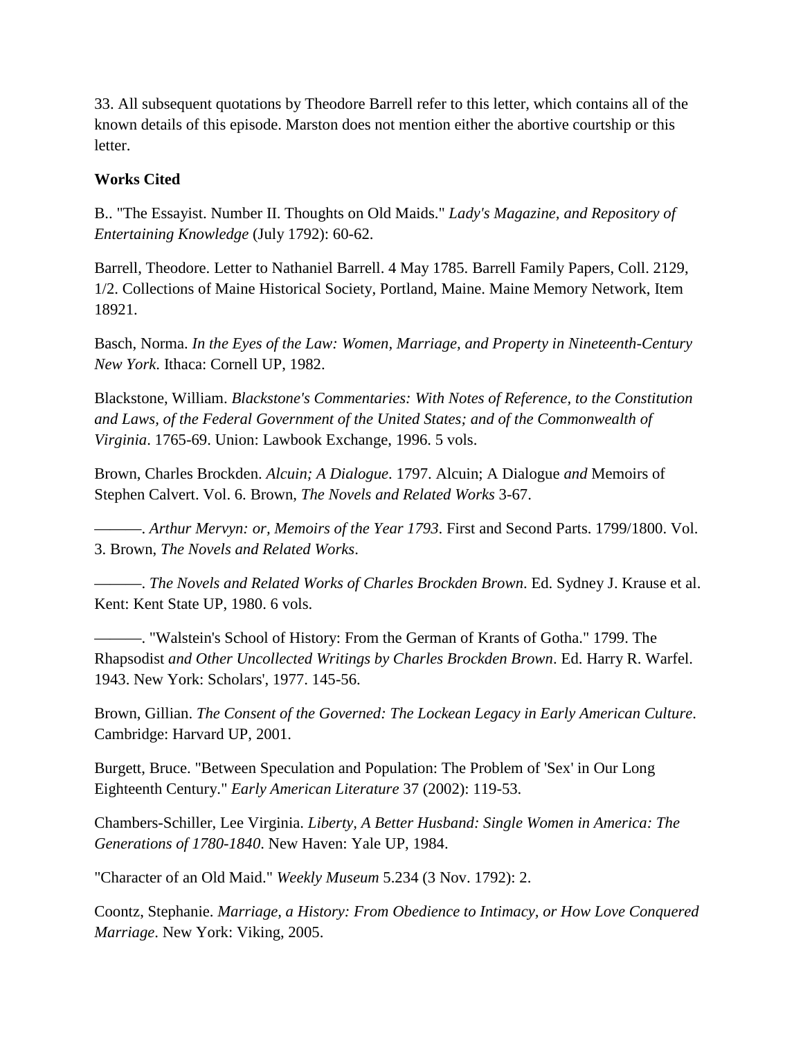33. All subsequent quotations by Theodore Barrell refer to this letter, which contains all of the known details of this episode. Marston does not mention either the abortive courtship or this letter.

**Works Cited**

B.. "The Essayist. Number II. Thoughts on Old Maids." *Lady's Magazine, and Repository of Entertaining Knowledge* (July 1792): 60-62.

Barrell, Theodore. Letter to Nathaniel Barrell. 4 May 1785. Barrell Family Papers, Coll. 2129, 1/2. Collections of Maine Historical Society, Portland, Maine. Maine Memory Network, Item 18921.

Basch, Norma. *In the Eyes of the Law: Women, Marriage, and Property in Nineteenth-Century New York*. Ithaca: Cornell UP, 1982.

Blackstone, William. *Blackstone's Commentaries: With Notes of Reference, to the Constitution and Laws, of the Federal Government of the United States; and of the Commonwealth of Virginia*. 1765-69. Union: Lawbook Exchange, 1996. 5 vols.

Brown, Charles Brockden. *Alcuin; A Dialogue*. 1797. Alcuin; A Dialogue *and* Memoirs of Stephen Calvert. Vol. 6. Brown, *The Novels and Related Works* 3-67.

———. *Arthur Mervyn: or, Memoirs of the Year 1793*. First and Second Parts. 1799/1800. Vol. 3. Brown, *The Novels and Related Works*.

———. *The Novels and Related Works of Charles Brockden Brown*. Ed. Sydney J. Krause et al. Kent: Kent State UP, 1980. 6 vols.

———. "Walstein's School of History: From the German of Krants of Gotha." 1799. The Rhapsodist *and Other Uncollected Writings by Charles Brockden Brown*. Ed. Harry R. Warfel. 1943. New York: Scholars', 1977. 145-56.

Brown, Gillian. *The Consent of the Governed: The Lockean Legacy in Early American Culture*. Cambridge: Harvard UP, 2001.

Burgett, Bruce. "Between Speculation and Population: The Problem of 'Sex' in Our Long Eighteenth Century." *Early American Literature* 37 (2002): 119-53.

Chambers-Schiller, Lee Virginia. *Liberty, A Better Husband: Single Women in America: The Generations of 1780-1840*. New Haven: Yale UP, 1984.

"Character of an Old Maid." *Weekly Museum* 5.234 (3 Nov. 1792): 2.

Coontz, Stephanie. *Marriage, a History: From Obedience to Intimacy, or How Love Conquered Marriage*. New York: Viking, 2005.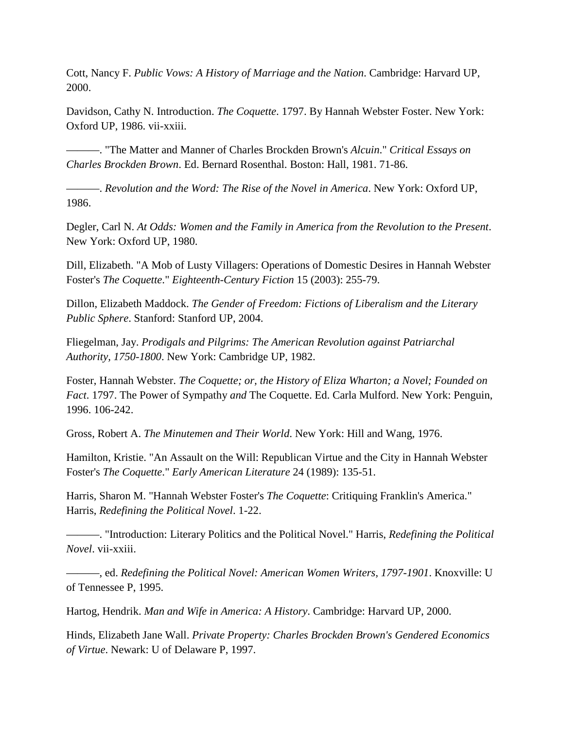Cott, Nancy F. *Public Vows: A History of Marriage and the Nation*. Cambridge: Harvard UP, 2000.

Davidson, Cathy N. Introduction. *The Coquette*. 1797. By Hannah Webster Foster. New York: Oxford UP, 1986. vii-xxiii.

———. "The Matter and Manner of Charles Brockden Brown's *Alcuin*." *Critical Essays on Charles Brockden Brown*. Ed. Bernard Rosenthal. Boston: Hall, 1981. 71-86.

———. *Revolution and the Word: The Rise of the Novel in America*. New York: Oxford UP, 1986.

Degler, Carl N. *At Odds: Women and the Family in America from the Revolution to the Present*. New York: Oxford UP, 1980.

Dill, Elizabeth. "A Mob of Lusty Villagers: Operations of Domestic Desires in Hannah Webster Foster's *The Coquette*." *Eighteenth-Century Fiction* 15 (2003): 255-79.

Dillon, Elizabeth Maddock. *The Gender of Freedom: Fictions of Liberalism and the Literary Public Sphere*. Stanford: Stanford UP, 2004.

Fliegelman, Jay. *Prodigals and Pilgrims: The American Revolution against Patriarchal Authority, 1750-1800*. New York: Cambridge UP, 1982.

Foster, Hannah Webster. *The Coquette; or, the History of Eliza Wharton; a Novel; Founded on Fact*. 1797. The Power of Sympathy *and* The Coquette. Ed. Carla Mulford. New York: Penguin, 1996. 106-242.

Gross, Robert A. *The Minutemen and Their World*. New York: Hill and Wang, 1976.

Hamilton, Kristie. "An Assault on the Will: Republican Virtue and the City in Hannah Webster Foster's *The Coquette*." *Early American Literature* 24 (1989): 135-51.

Harris, Sharon M. "Hannah Webster Foster's *The Coquette*: Critiquing Franklin's America." Harris, *Redefining the Political Novel*. 1-22.

———. "Introduction: Literary Politics and the Political Novel." Harris, *Redefining the Political Novel*. vii-xxiii.

———, ed. *Redefining the Political Novel: American Women Writers, 1797-1901*. Knoxville: U of Tennessee P, 1995.

Hartog, Hendrik. *Man and Wife in America: A History*. Cambridge: Harvard UP, 2000.

Hinds, Elizabeth Jane Wall. *Private Property: Charles Brockden Brown's Gendered Economics of Virtue*. Newark: U of Delaware P, 1997.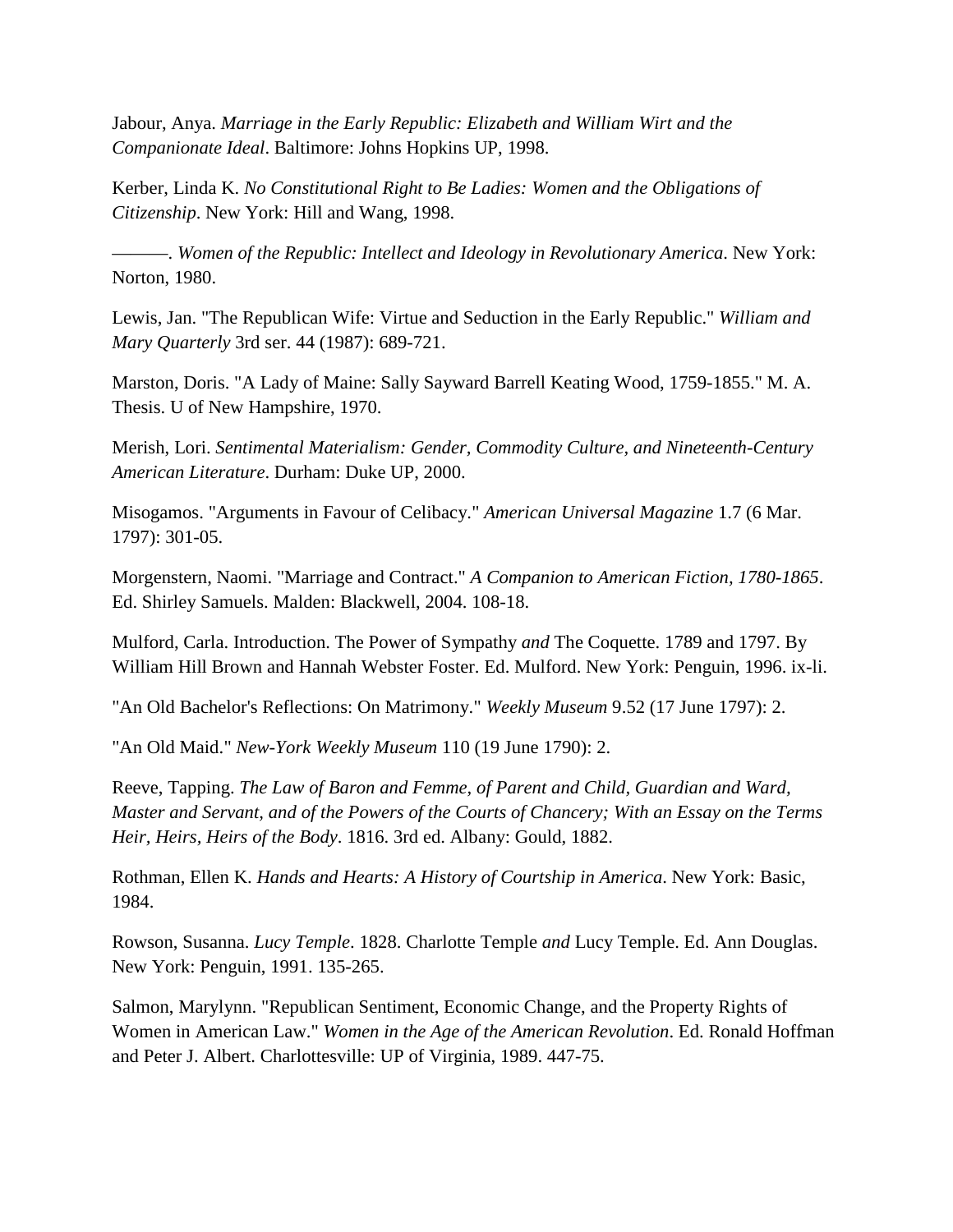Jabour, Anya. *Marriage in the Early Republic: Elizabeth and William Wirt and the Companionate Ideal*. Baltimore: Johns Hopkins UP, 1998.

Kerber, Linda K. *No Constitutional Right to Be Ladies: Women and the Obligations of Citizenship*. New York: Hill and Wang, 1998.

———. *Women of the Republic: Intellect and Ideology in Revolutionary America*. New York: Norton, 1980.

Lewis, Jan. "The Republican Wife: Virtue and Seduction in the Early Republic." *William and Mary Quarterly* 3rd ser. 44 (1987): 689-721.

Marston, Doris. "A Lady of Maine: Sally Sayward Barrell Keating Wood, 1759-1855." M. A. Thesis. U of New Hampshire, 1970.

Merish, Lori. *Sentimental Materialism: Gender, Commodity Culture, and Nineteenth-Century American Literature*. Durham: Duke UP, 2000.

Misogamos. "Arguments in Favour of Celibacy." *American Universal Magazine* 1.7 (6 Mar. 1797): 301-05.

Morgenstern, Naomi. "Marriage and Contract." *A Companion to American Fiction, 1780-1865*. Ed. Shirley Samuels. Malden: Blackwell, 2004. 108-18.

Mulford, Carla. Introduction. The Power of Sympathy *and* The Coquette. 1789 and 1797. By William Hill Brown and Hannah Webster Foster. Ed. Mulford. New York: Penguin, 1996. ix-li.

"An Old Bachelor's Reflections: On Matrimony." *Weekly Museum* 9.52 (17 June 1797): 2.

"An Old Maid." *New-York Weekly Museum* 110 (19 June 1790): 2.

Reeve, Tapping. *The Law of Baron and Femme, of Parent and Child, Guardian and Ward, Master and Servant, and of the Powers of the Courts of Chancery; With an Essay on the Terms Heir, Heirs, Heirs of the Body*. 1816. 3rd ed. Albany: Gould, 1882.

Rothman, Ellen K. *Hands and Hearts: A History of Courtship in America*. New York: Basic, 1984.

Rowson, Susanna. *Lucy Temple*. 1828. Charlotte Temple *and* Lucy Temple. Ed. Ann Douglas. New York: Penguin, 1991. 135-265.

Salmon, Marylynn. "Republican Sentiment, Economic Change, and the Property Rights of Women in American Law." *Women in the Age of the American Revolution*. Ed. Ronald Hoffman and Peter J. Albert. Charlottesville: UP of Virginia, 1989. 447-75.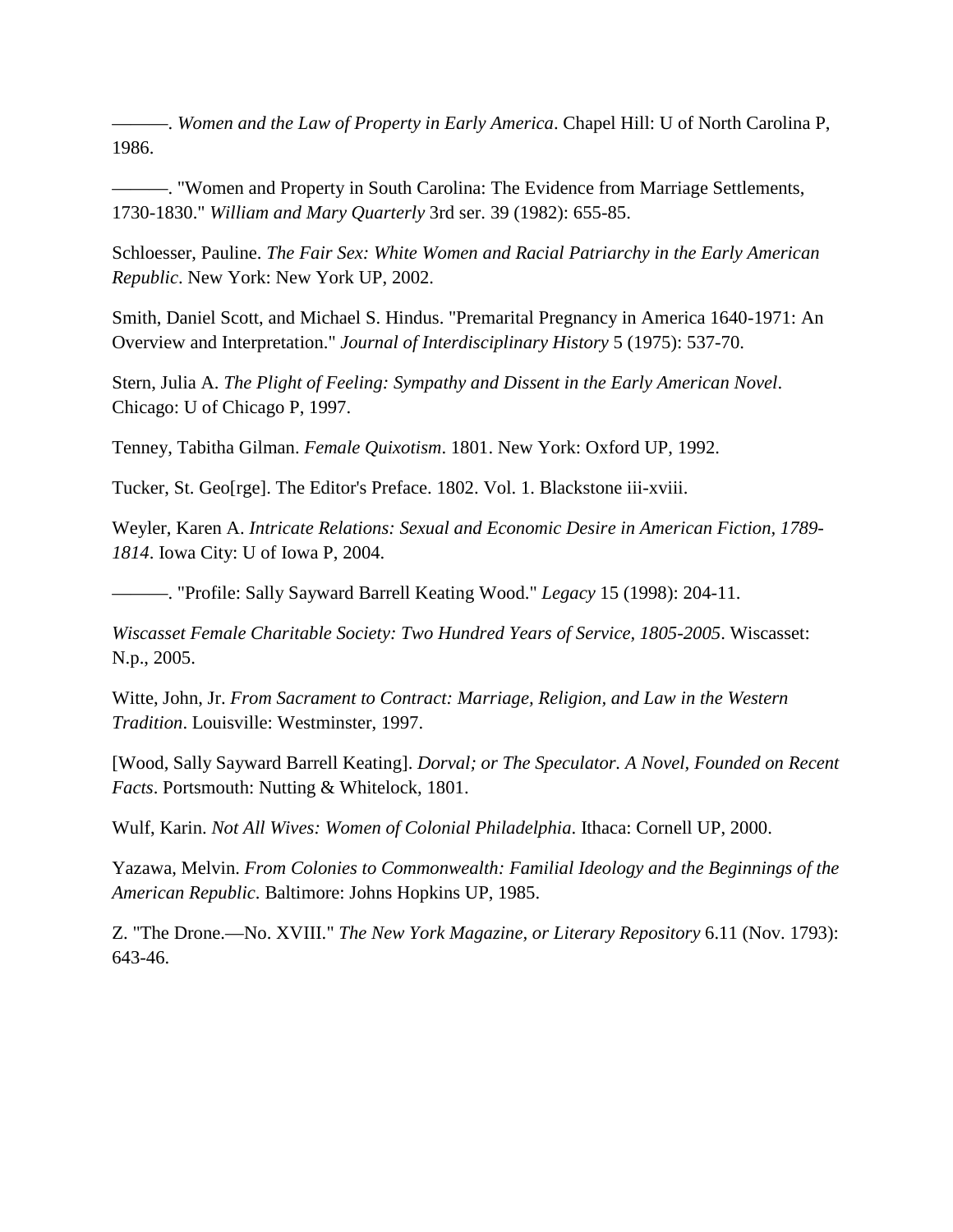———. *Women and the Law of Property in Early America*. Chapel Hill: U of North Carolina P, 1986.

———. "Women and Property in South Carolina: The Evidence from Marriage Settlements, 1730-1830." *William and Mary Quarterly* 3rd ser. 39 (1982): 655-85.

Schloesser, Pauline. *The Fair Sex: White Women and Racial Patriarchy in the Early American Republic*. New York: New York UP, 2002.

Smith, Daniel Scott, and Michael S. Hindus. "Premarital Pregnancy in America 1640-1971: An Overview and Interpretation." *Journal of Interdisciplinary History* 5 (1975): 537-70.

Stern, Julia A. *The Plight of Feeling: Sympathy and Dissent in the Early American Novel*. Chicago: U of Chicago P, 1997.

Tenney, Tabitha Gilman. *Female Quixotism*. 1801. New York: Oxford UP, 1992.

Tucker, St. Geo[rge]. The Editor's Preface. 1802. Vol. 1. Blackstone iii-xviii.

Weyler, Karen A. *Intricate Relations: Sexual and Economic Desire in American Fiction, 1789-1814*. Iowa City: U of Iowa P, 2004.

———. "Profile: Sally Sayward Barrell Keating Wood." *Legacy* 15 (1998): 204-11.

*Wiscasset Female Charitable Society: Two Hundred Years of Service, 1805-2005*. Wiscasset: N.p., 2005.

Witte, John, Jr. *From Sacrament to Contract: Marriage, Religion, and Law in the Western Tradition*. Louisville: Westminster, 1997.

[Wood, Sally Sayward Barrell Keating]. *Dorval; or The Speculator. A Novel, Founded on Recent Facts*. Portsmouth: Nutting & Whitelock, 1801.

Wulf, Karin. *Not All Wives: Women of Colonial Philadelphia*. Ithaca: Cornell UP, 2000.

Yazawa, Melvin. *From Colonies to Commonwealth: Familial Ideology and the Beginnings of the American Republic*. Baltimore: Johns Hopkins UP, 1985.

Z. "The Drone.—No. XVIII." *The New York Magazine, or Literary Repository* 6.11 (Nov. 1793): 643-46.